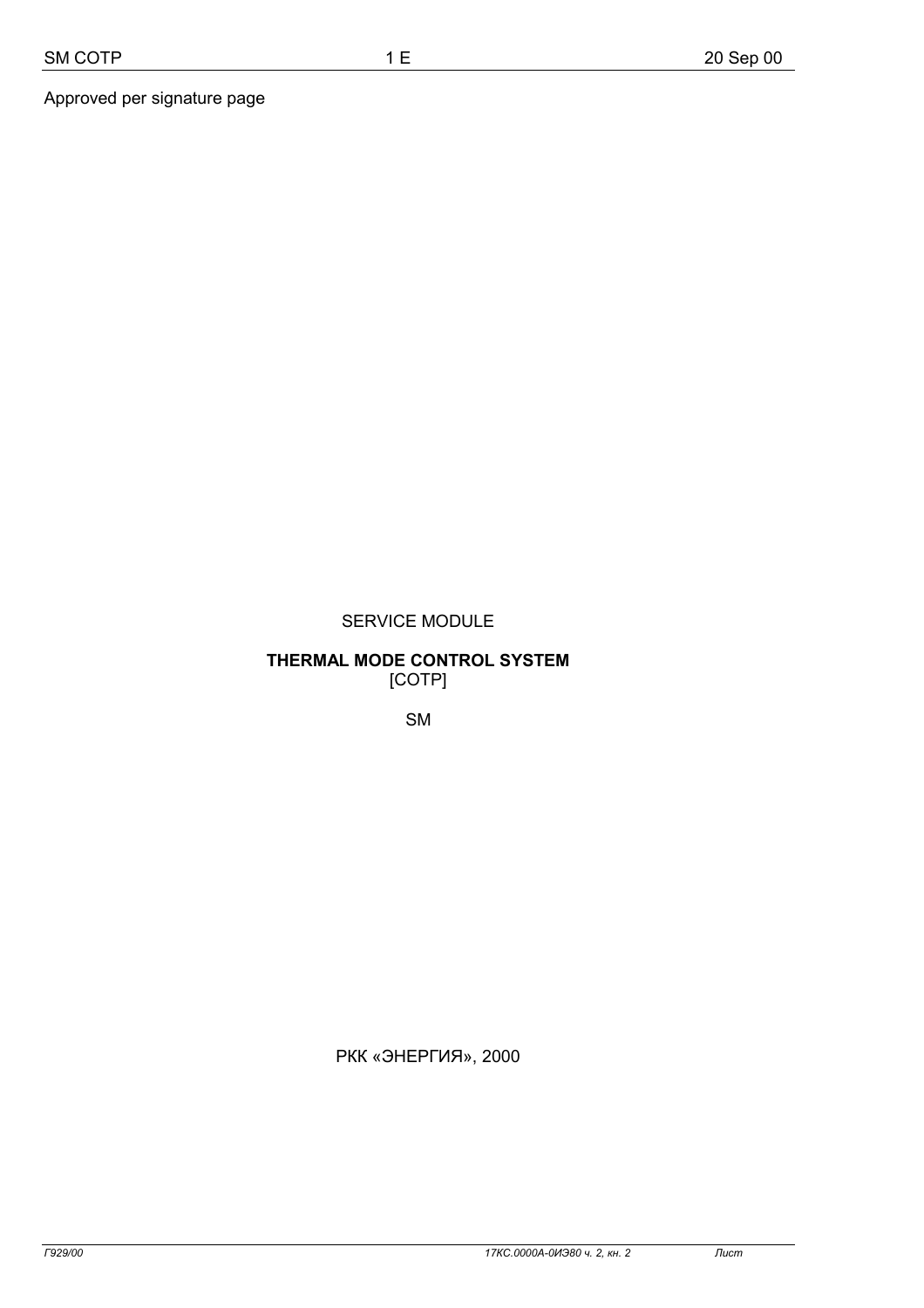Approved per signature page

SERVICE MODULE

**THERMAL MODE CONTROL SYSTEM**
[СОТР]

SM

РКК «ЭНЕРГИЯ», 2000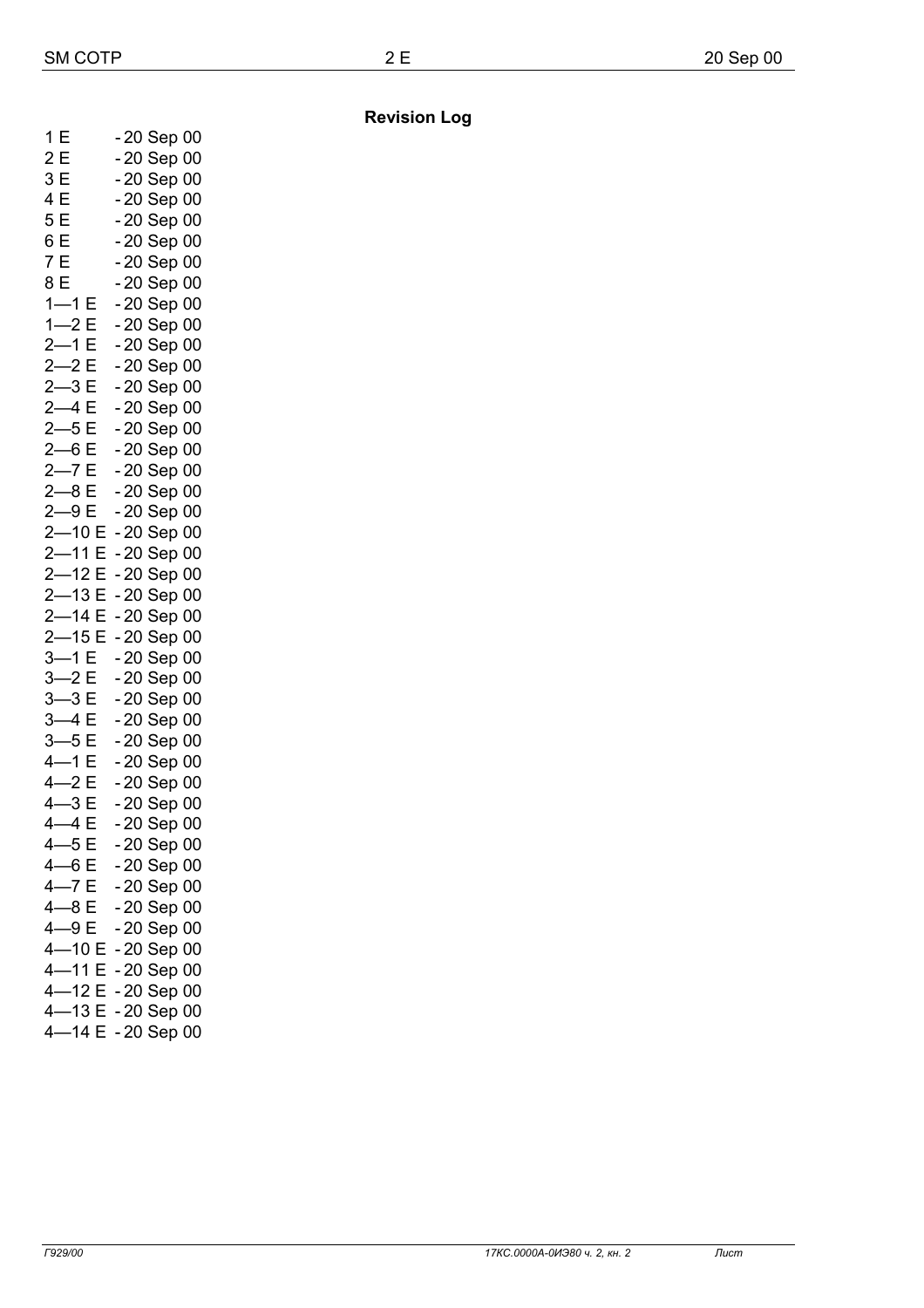## Revision Log

1 E - 20 Sep 00
2 E - 20 Sep 00
3 E - 20 Sep 00
4 E - 20 Sep 00
5 E - 20 Sep 00
6 E - 20 Sep 00
7 E - 20 Sep 00
8 E - 20 Sep 00
1—1 E - 20 Sep 00
1—2 E - 20 Sep 00
2—1 E - 20 Sep 00
2—2 E - 20 Sep 00
2—3 E - 20 Sep 00
2—4 E - 20 Sep 00
2—5 E - 20 Sep 00
2—6 E - 20 Sep 00
2—7 E - 20 Sep 00
2—8 E - 20 Sep 00
2—9 E - 20 Sep 00
2—10 E - 20 Sep 00
2—11 E - 20 Sep 00
2—12 E - 20 Sep 00
2—13 E - 20 Sep 00
2—14 E - 20 Sep 00
2—15 E - 20 Sep 00
3—1 E - 20 Sep 00
3—2 E - 20 Sep 00
3—3 E - 20 Sep 00
3—4 E - 20 Sep 00
3—5 E - 20 Sep 00
4—1 E - 20 Sep 00
4—2 E - 20 Sep 00
4—3 E - 20 Sep 00
4—4 E - 20 Sep 00
4—5 E - 20 Sep 00
4—6 E - 20 Sep 00
4—7 E - 20 Sep 00
4—8 E - 20 Sep 00
4—9 E - 20 Sep 00
4—10 E - 20 Sep 00
4—11 E - 20 Sep 00
4—12 E - 20 Sep 00
4—13 E - 20 Sep 00
4—14 E - 20 Sep 00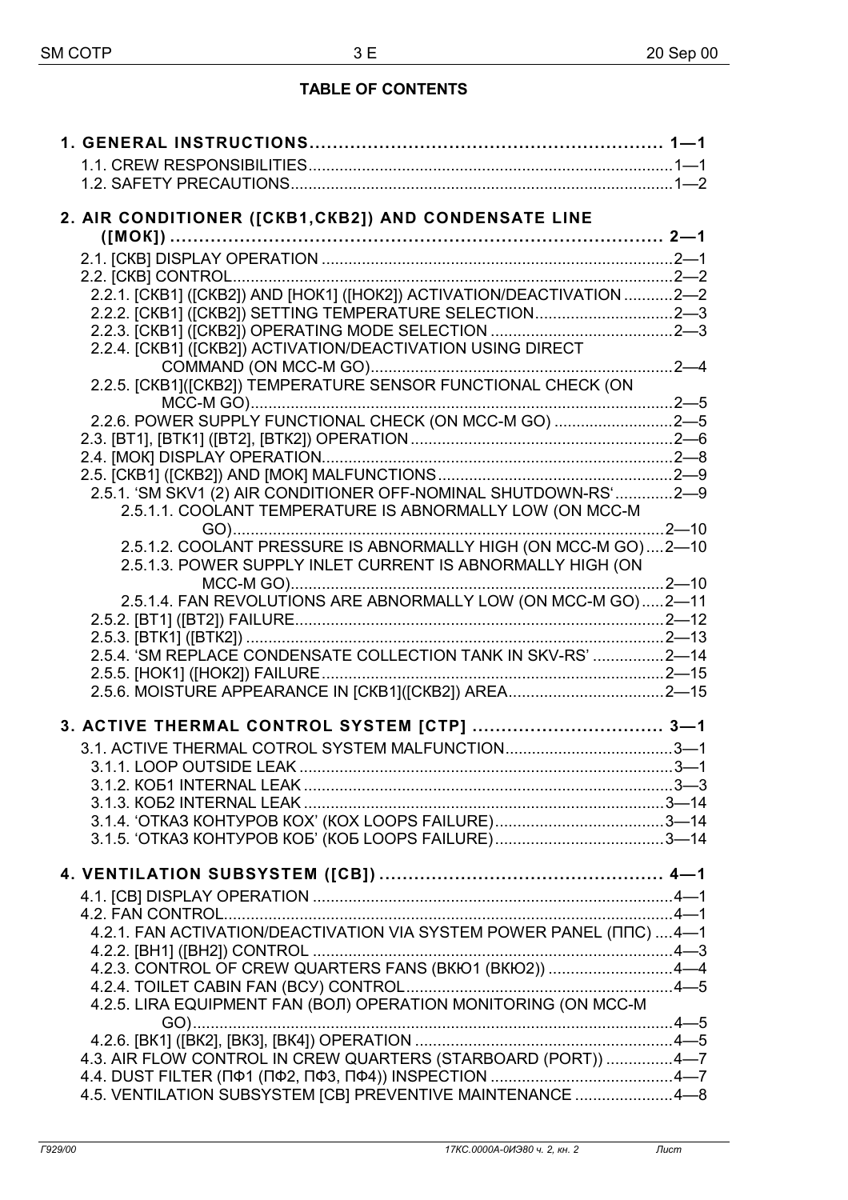**TABLE OF CONTENTS**

**1. GENERAL INSTRUCTIONS ............................................................ 1—1**

1.1. CREW RESPONSIBILITIES ................................................................ 1—1
1.2. SAFETY PRECAUTIONS ................................................................... 1—2

**2. AIR CONDITIONER ([СКВ1,СКВ2]) AND CONDENSATE LINE ([МОК]) ............................................................................... 2—1**

2.1. [СКВ] DISPLAY OPERATION ............................................................ 2—1
2.2. [СКВ] CONTROL ............................................................................. 2—2
2.2.1. [СКВ1] ([СКВ2]) AND [НОК1] ([НОК2]) ACTIVATION/DEACTIVATION ........... 2—2
2.2.2. [СКВ1] ([СКВ2]) SETTING TEMPERATURE SELECTION ................................ 2—3
2.2.3. [СКВ1] ([СКВ2]) OPERATING MODE SELECTION ......................................... 2—3
2.2.4. [СКВ1] ([СКВ2]) ACTIVATION/DEACTIVATION USING DIRECT COMMAND (ON MCC-M GO) ................................................................ 2—4
2.2.5. [СКВ1]([СКВ2]) TEMPERATURE SENSOR FUNCTIONAL CHECK (ON MCC-M GO) ................................................................................ 2—5
2.2.6. POWER SUPPLY FUNCTIONAL CHECK (ON MCC-M GO) ........................... 2—5
2.3. [ВТ1], [ВТК1] ([ВТ2], [ВТК2]) OPERATION ........................................... 2—6
2.4. [МОК] DISPLAY OPERATION ............................................................ 2—8
2.5. [СКВ1] ([СКВ2]) AND [МОК] MALFUNCTIONS ......................................... 2—9
2.5.1. 'SM SKV1 (2) AIR CONDITIONER OFF-NOMINAL SHUTDOWN-RS' ............. 2—9
2.5.1.1. COOLANT TEMPERATURE IS ABNORMALLY LOW (ON MCC-M GO) ........................................................................................ 2—10
2.5.1.2. COOLANT PRESSURE IS ABNORMALLY HIGH (ON MCC-M GO) .... 2—10
2.5.1.3. POWER SUPPLY INLET CURRENT IS ABNORMALLY HIGH (ON MCC-M GO) .................................................................................. 2—10
2.5.1.4. FAN REVOLUTIONS ARE ABNORMALLY LOW (ON MCC-M GO) ..... 2—11
2.5.2. [ВТ1] ([ВТ2]) FAILURE .................................................................. 2—12
2.5.3. [ВТК1] ([ВТК2]) ............................................................................ 2—13
2.5.4. 'SM REPLACE CONDENSATE COLLECTION TANK IN SKV-RS' ................ 2—14
2.5.5. [НОК1] ([НОК2]) FAILURE ............................................................. 2—15
2.5.6. MOISTURE APPEARANCE IN [СКВ1]([СКВ2]) AREA ................................ 2—15

**3. ACTIVE THERMAL CONTROL SYSTEM [СТР] .................................. 3—1**

3.1. ACTIVE THERMAL COTROL SYSTEM MALFUNCTION ............................... 3—1
3.1.1. LOOP OUTSIDE LEAK .................................................................... 3—1
3.1.2. КОБ1 INTERNAL LEAK .................................................................. 3—3
3.1.3. КОБ2 INTERNAL LEAK .................................................................. 3—14
3.1.4. 'ОТКАЗ КОНТУРОВ КОХ' (КОХ LOOPS FAILURE) .................................. 3—14
3.1.5. 'ОТКАЗ КОНТУРОВ КОБ' (КОБ LOOPS FAILURE) .................................. 3—14

**4. VENTILATION SUBSYSTEM ([СВ]) ................................................. 4—1**

4.1. [СВ] DISPLAY OPERATION .............................................................. 4—1
4.2. FAN CONTROL ............................................................................... 4—1
4.2.1. FAN ACTIVATION/DEACTIVATION VIA SYSTEM POWER PANEL (ППС) .... 4—1
4.2.2. [ВН1] ([ВН2]) CONTROL ................................................................. 4—3
4.2.3. CONTROL OF CREW QUARTERS FANS (ВКЮ1 (ВКЮ2)) ............................ 4—4
4.2.4. TOILET CABIN FAN (ВСУ) CONTROL ................................................. 4—5
4.2.5. LIRA EQUIPMENT FAN (ВОЛ) OPERATION MONITORING (ON MCC-M GO) ............................................................................................. 4—5
4.2.6. [ВК1] ([ВК2], [ВК3], [ВК4]) OPERATION ............................................ 4—5
4.3. AIR FLOW CONTROL IN CREW QUARTERS (STARBOARD (PORT)) ............... 4—7
4.4. DUST FILTER (ПФ1 (ПФ2, ПФ3, ПФ4)) INSPECTION ................................ 4—7
4.5. VENTILATION SUBSYSTEM [СВ] PREVENTIVE MAINTENANCE ...................... 4—8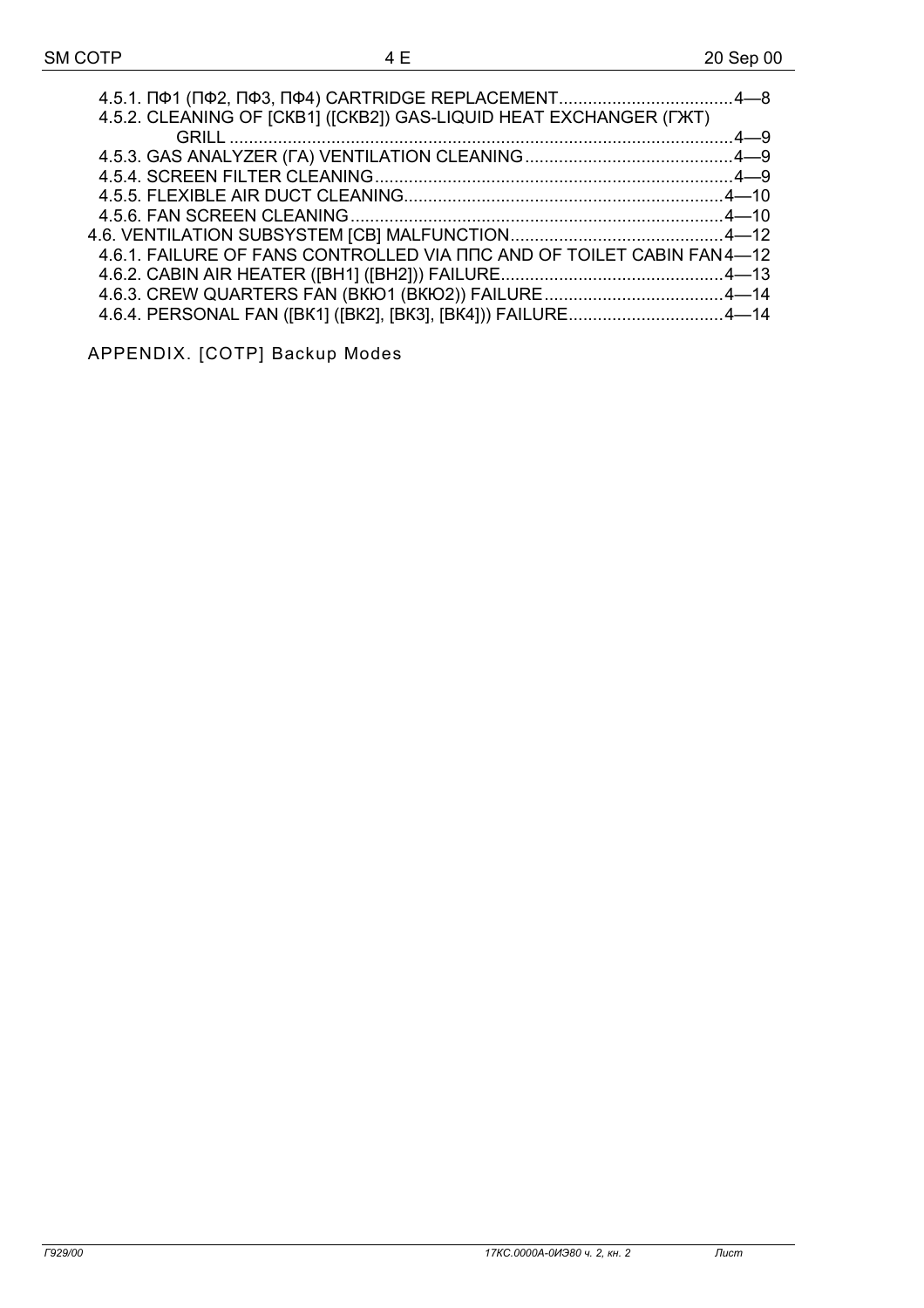4.5.1. ПФ1 (ПФ2, ПФ3, ПФ4) CARTRIDGE REPLACEMENT....................................4—8

4.5.2. CLEANING OF [СКВ1] ([СКВ2]) GAS-LIQUID HEAT EXCHANGER (ГЖТ) GRILL ........................................................................................................4—9

4.5.3. GAS ANALYZER (ГА) VENTILATION CLEANING...........................................4—9

4.5.4. SCREEN FILTER CLEANING..........................................................................4—9

4.5.5. FLEXIBLE AIR DUCT CLEANING..................................................................4—10

4.5.6. FAN SCREEN CLEANING.............................................................................4—10

4.6. VENTILATION SUBSYSTEM [СВ] MALFUNCTION............................................4—12

4.6.1. FAILURE OF FANS CONTROLLED VIA ППС AND OF TOILET CABIN FAN 4—12

4.6.2. CABIN AIR HEATER ([ВН1] ([ВН2])) FAILURE..............................................4—13

4.6.3. CREW QUARTERS FAN (ВКЮ1 (ВКЮ2)) FAILURE.....................................4—14

4.6.4. PERSONAL FAN ([ВК1] ([ВК2], [ВК3], [ВК4])) FAILURE................................4—14

APPENDIX. [СОТР] Backup Modes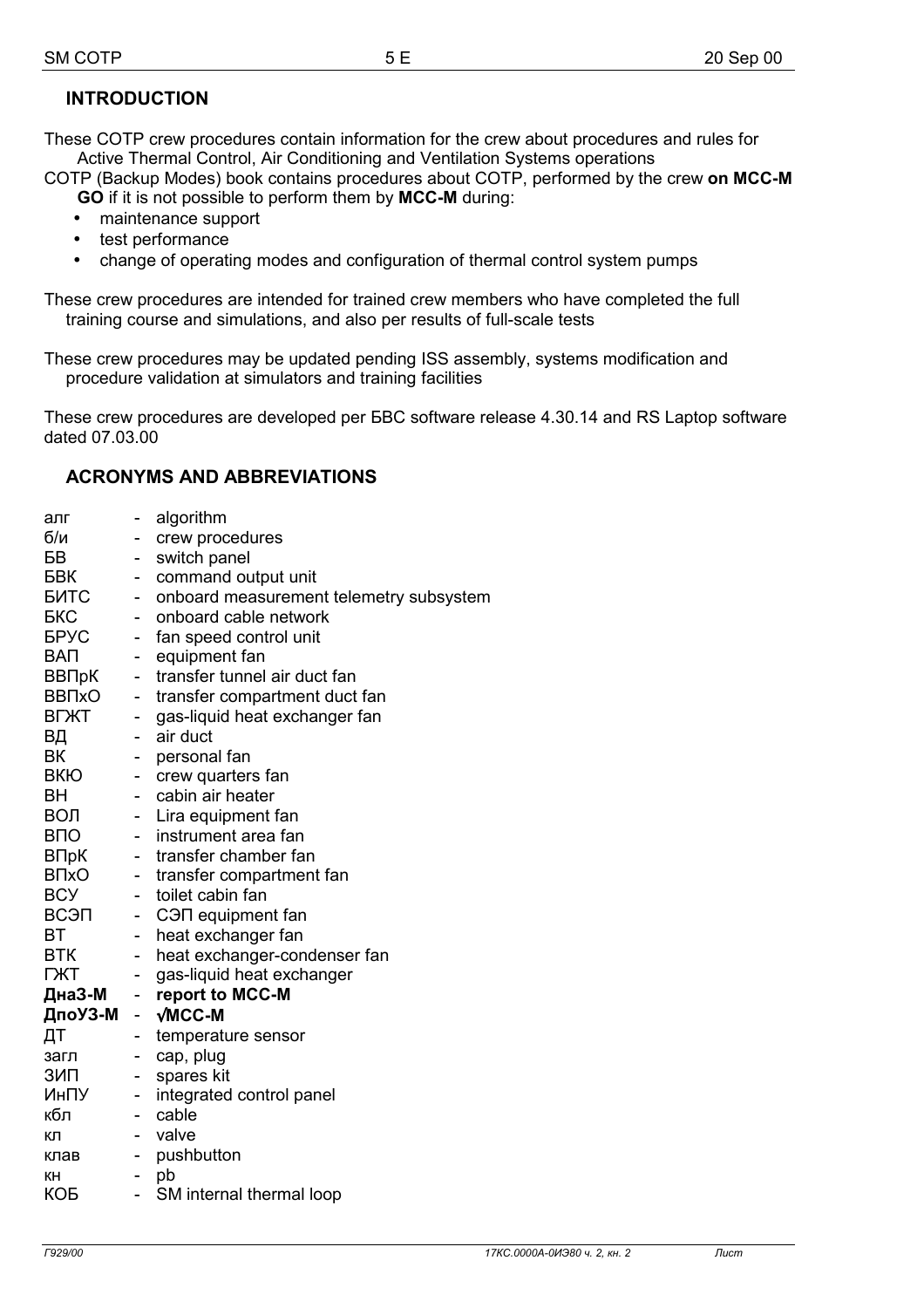## INTRODUCTION

These COTP crew procedures contain information for the crew about procedures and rules for Active Thermal Control, Air Conditioning and Ventilation Systems operations

COTP (Backup Modes) book contains procedures about COTP, performed by the crew **on MCC-M GO** if it is not possible to perform them by **MCC-M** during:

- maintenance support
- test performance
- change of operating modes and configuration of thermal control system pumps

These crew procedures are intended for trained crew members who have completed the full training course and simulations, and also per results of full-scale tests

These crew procedures may be updated pending ISS assembly, systems modification and procedure validation at simulators and training facilities

These crew procedures are developed per БВС software release 4.30.14 and RS Laptop software dated 07.03.00

## ACRONYMS AND ABBREVIATIONS

| | | |
|---|---|---|
| алг | - | algorithm |
| б/и | - | crew procedures |
| БВ | - | switch panel |
| БВК | - | command output unit |
| БИТС | - | onboard measurement telemetry subsystem |
| БКС | - | onboard cable network |
| БРУС | - | fan speed control unit |
| ВАП | - | equipment fan |
| ВВПрК | - | transfer tunnel air duct fan |
| ВВПхО | - | transfer compartment duct fan |
| ВГЖТ | - | gas-liquid heat exchanger fan |
| ВД | - | air duct |
| ВК | - | personal fan |
| ВКЮ | - | crew quarters fan |
| ВН | - | cabin air heater |
| ВОЛ | - | Lira equipment fan |
| ВПО | - | instrument area fan |
| ВПрК | - | transfer chamber fan |
| ВПхО | - | transfer compartment fan |
| ВСУ | - | toilet cabin fan |
| ВСЭП | - | СЭП equipment fan |
| ВТ | - | heat exchanger fan |
| ВТК | - | heat exchanger-condenser fan |
| ГЖТ | - | gas-liquid heat exchanger |
| **ДнаЗ-М** | - | **report to MCC-M** |
| **ДпоУЗ-М** | - | **√MCC-M** |
| ДТ | - | temperature sensor |
| загл | - | cap, plug |
| ЗИП | - | spares kit |
| ИнПУ | - | integrated control panel |
| кбл | - | cable |
| кл | - | valve |
| клав | - | pushbutton |
| кн | - | pb |
| КОБ | - | SM internal thermal loop |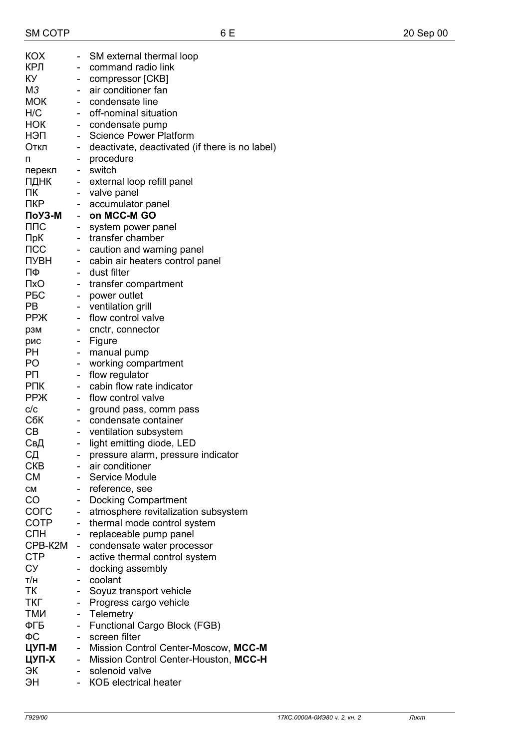КОХ - SM external thermal loop
КРЛ - command radio link
КУ - compressor [СКВ]
МЗ - air conditioner fan
МОК - condensate line
Н/С - off-nominal situation
НОК - condensate pump
НЭП - Science Power Platform
Откл - deactivate, deactivated (if there is no label)
п - procedure
перекл - switch
ПДНК - external loop refill panel
ПК - valve panel
ПКР - accumulator panel
**ПоУЗ-М** - **on MCC-M GO**
ППС - system power panel
ПрК - transfer chamber
ПСС - caution and warning panel
ПУВН - cabin air heaters control panel
ПФ - dust filter
ПхО - transfer compartment
РБС - power outlet
РВ - ventilation grill
РРЖ - flow control valve
рзм - cnctr, connector
рис - Figure
РН - manual pump
РО - working compartment
РП - flow regulator
РПК - cabin flow rate indicator
РРЖ - flow control valve
с/с - ground pass, comm pass
СбК - condensate container
СВ - ventilation subsystem
СвД - light emitting diode, LED
СД - pressure alarm, pressure indicator
СКВ - air conditioner
СМ - Service Module
см - reference, see
СО - Docking Compartment
СОГС - atmosphere revitalization subsystem
СОТР - thermal mode control system
СПН - replaceable pump panel
СРВ-К2М - condensate water processor
СТР - active thermal control system
СУ - docking assembly
т/н - coolant
ТК - Soyuz transport vehicle
ТКГ - Progress cargo vehicle
ТМИ - Telemetry
ФГБ - Functional Cargo Block (FGB)
ФС - screen filter
**ЦУП-М** - Mission Control Center-Moscow, **MCC-M**
**ЦУП-Х** - Mission Control Center-Houston, **MCC-H**
ЭК - solenoid valve
ЭН - КОБ electrical heater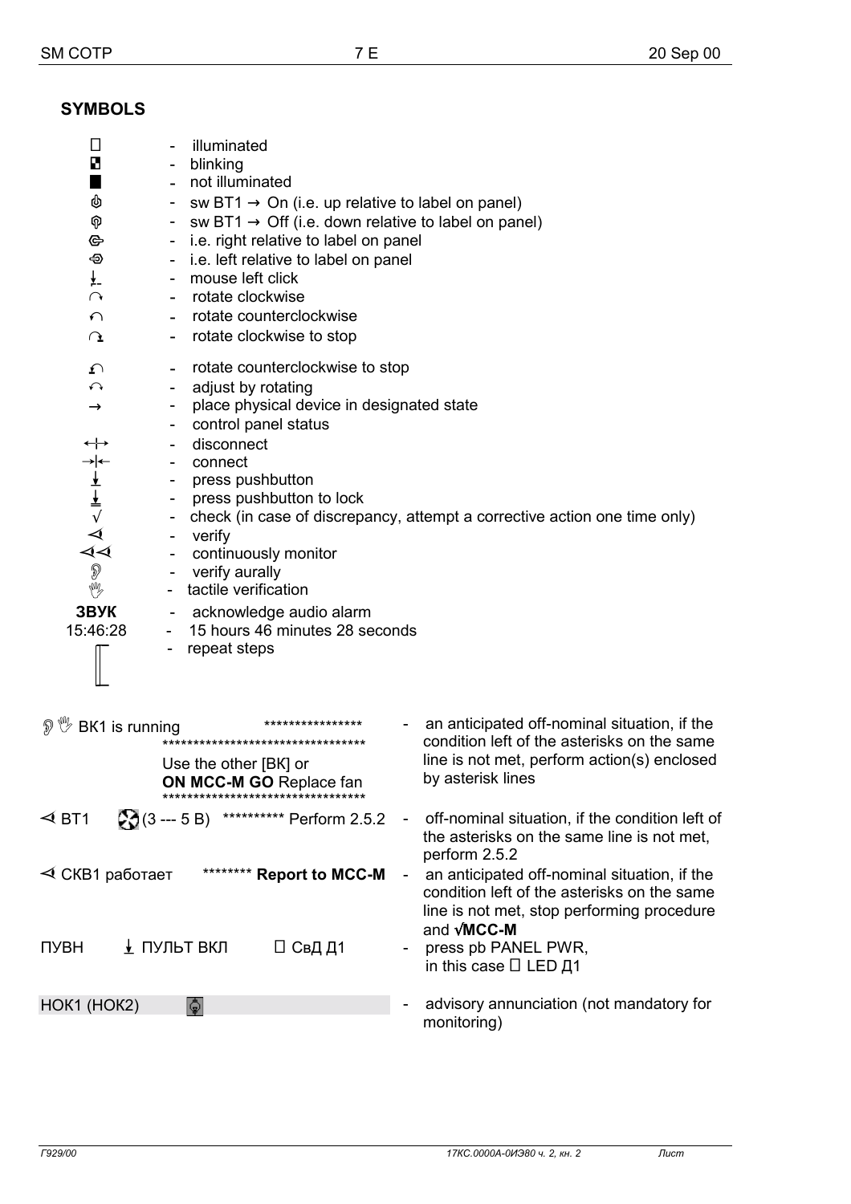## SYMBOLS

| Symbol | | Meaning |
|---|---|---|
| ☐ | - | illuminated |
| ◪ | - | blinking |
| ■ | - | not illuminated |
| ⏻ | - | sw BT1 → On (i.e. up relative to label on panel) |
| ⏻ | - | sw BT1 → Off (i.e. down relative to label on panel) |
| ⏻ | - | i.e. right relative to label on panel |
| ⏻ | - | i.e. left relative to label on panel |
| ⭳ | - | mouse left click |
| ↷ | - | rotate clockwise |
| ↶ | - | rotate counterclockwise |
| ↷ | - | rotate clockwise to stop |
| ↶ | - | rotate counterclockwise to stop |
| ↶↷ | - | adjust by rotating |
| → | - | place physical device in designated state |
| | - | control panel status |
| ↔ | - | disconnect |
| →← | - | connect |
| ⭳ | - | press pushbutton |
| ⭳ | - | press pushbutton to lock |
| √ | - | check (in case of discrepancy, attempt a corrective action one time only) |
| ⊲ | - | verify |
| ⊲⊲ | - | continuously monitor |
| 👂 | - | verify aurally |
| ✋ | - | tactile verification |
| **ЗВУК** | - | acknowledge audio alarm |
| 15:46:28 | - | 15 hours 46 minutes 28 seconds |
| ⎡⎣ | - | repeat steps |

| Example | | Meaning |
|---|---|---|
| 👂 ✋ ВК1 is running \*\*\*\*\*\*\*\*\*\*\*\*\*\*\*\*<br>\*\*\*\*\*\*\*\*\*\*\*\*\*\*\*\*\*\*\*\*\*\*\*\*\*\*\*\*\*\*\*\*\*\*<br>Use the other [ВК] or<br>**ON MCC-M GO** Replace fan<br>\*\*\*\*\*\*\*\*\*\*\*\*\*\*\*\*\*\*\*\*\*\*\*\*\*\*\*\*\*\*\*\*\*\* | - | an anticipated off-nominal situation, if the condition left of the asterisks on the same line is not met, perform action(s) enclosed by asterisk lines |
| ⊲ BT1 (3 --- 5 B) \*\*\*\*\*\*\*\*\*\* Perform 2.5.2 | - | off-nominal situation, if the condition left of the asterisks on the same line is not met, perform 2.5.2 |
| ⊲ СКВ1 работает \*\*\*\*\*\*\*\* **Report to MCC-M** | - | an anticipated off-nominal situation, if the condition left of the asterisks on the same line is not met, stop performing procedure and √**MCC-M** |
| ПУВН ⭳ ПУЛЬТ ВКЛ ☐ СвД Д1 | - | press pb PANEL PWR, in this case ☐ LED Д1 |
| НОК1 (НОК2) | - | advisory annunciation (not mandatory for monitoring) |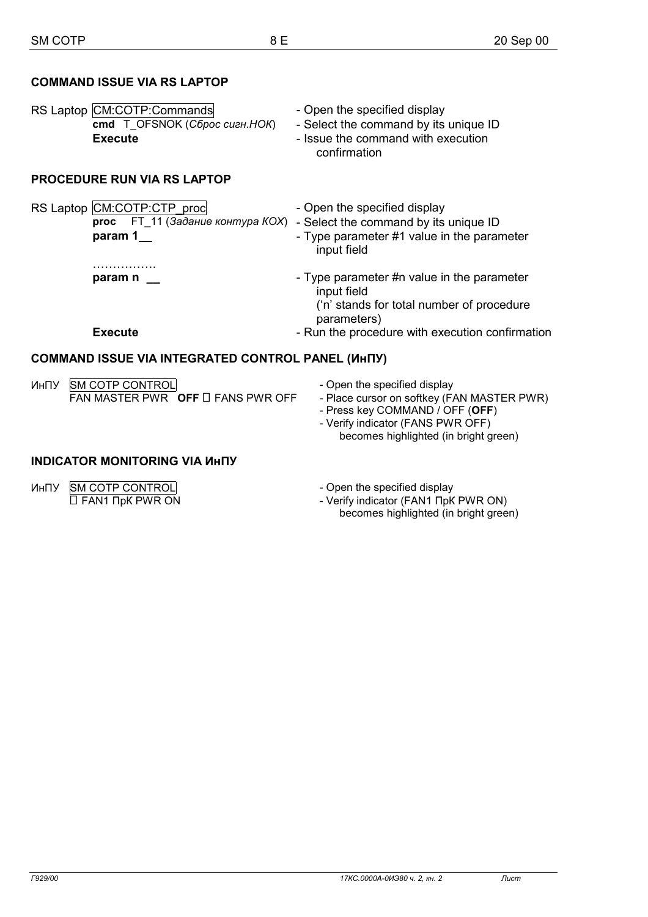**COMMAND ISSUE VIA RS LAPTOP**

| | | |
|---|---|---|
| RS Laptop | CM:COTP:Commands | - Open the specified display |
| | **cmd** T_OFSNOK (*Сброс сигн.НОК*) | - Select the command by its unique ID |
| | **Execute** | - Issue the command with execution confirmation |

**PROCEDURE RUN VIA RS LAPTOP**

| | | |
|---|---|---|
| RS Laptop | CM:COTP:CTP_proc | - Open the specified display |
| | **proc** FT_11 (*Задание контура КОХ*) | - Select the command by its unique ID |
| | **param 1__** | - Type parameter #1 value in the parameter input field |
| | ……………. | |
| | **param n __** | - Type parameter #n value in the parameter input field ('n' stands for total number of procedure parameters) |
| | **Execute** | - Run the procedure with execution confirmation |

**COMMAND ISSUE VIA INTEGRATED CONTROL PANEL (ИнПУ)**

| | | |
|---|---|---|
| ИнПУ | SM COTP CONTROL | - Open the specified display |
| | FAN MASTER PWR **OFF** □ FANS PWR OFF | - Place cursor on softkey (FAN MASTER PWR)<br>- Press key COMMAND / OFF (**OFF**)<br>- Verify indicator (FANS PWR OFF) becomes highlighted (in bright green) |

**INDICATOR MONITORING VIA ИнПУ**

| | | |
|---|---|---|
| ИнПУ | SM COTP CONTROL | - Open the specified display |
| | □ FAN1 ПрК PWR ON | - Verify indicator (FAN1 ПрК PWR ON) becomes highlighted (in bright green) |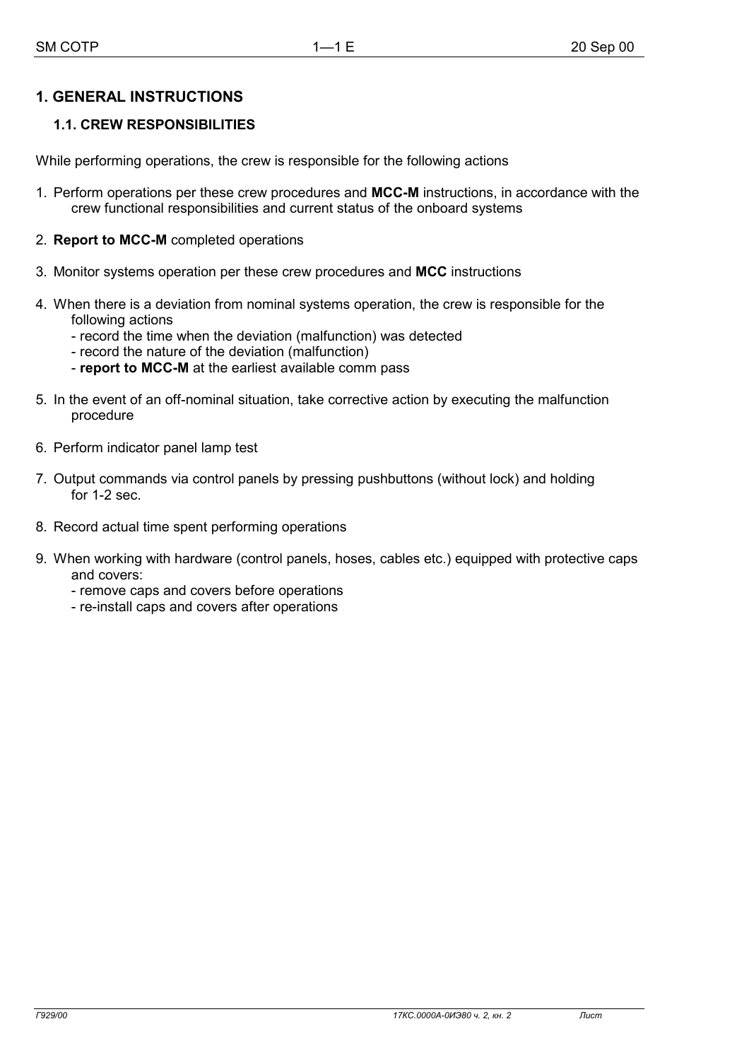# 1. GENERAL INSTRUCTIONS

## 1.1. CREW RESPONSIBILITIES

While performing operations, the crew is responsible for the following actions

1. Perform operations per these crew procedures and **MCC-M** instructions, in accordance with the crew functional responsibilities and current status of the onboard systems

2. **Report to MCC-M** completed operations

3. Monitor systems operation per these crew procedures and **MCC** instructions

4. When there is a deviation from nominal systems operation, the crew is responsible for the following actions
   - record the time when the deviation (malfunction) was detected
   - record the nature of the deviation (malfunction)
   - **report to MCC-M** at the earliest available comm pass

5. In the event of an off-nominal situation, take corrective action by executing the malfunction procedure

6. Perform indicator panel lamp test

7. Output commands via control panels by pressing pushbuttons (without lock) and holding for 1-2 sec.

8. Record actual time spent performing operations

9. When working with hardware (control panels, hoses, cables etc.) equipped with protective caps and covers:
   - remove caps and covers before operations
   - re-install caps and covers after operations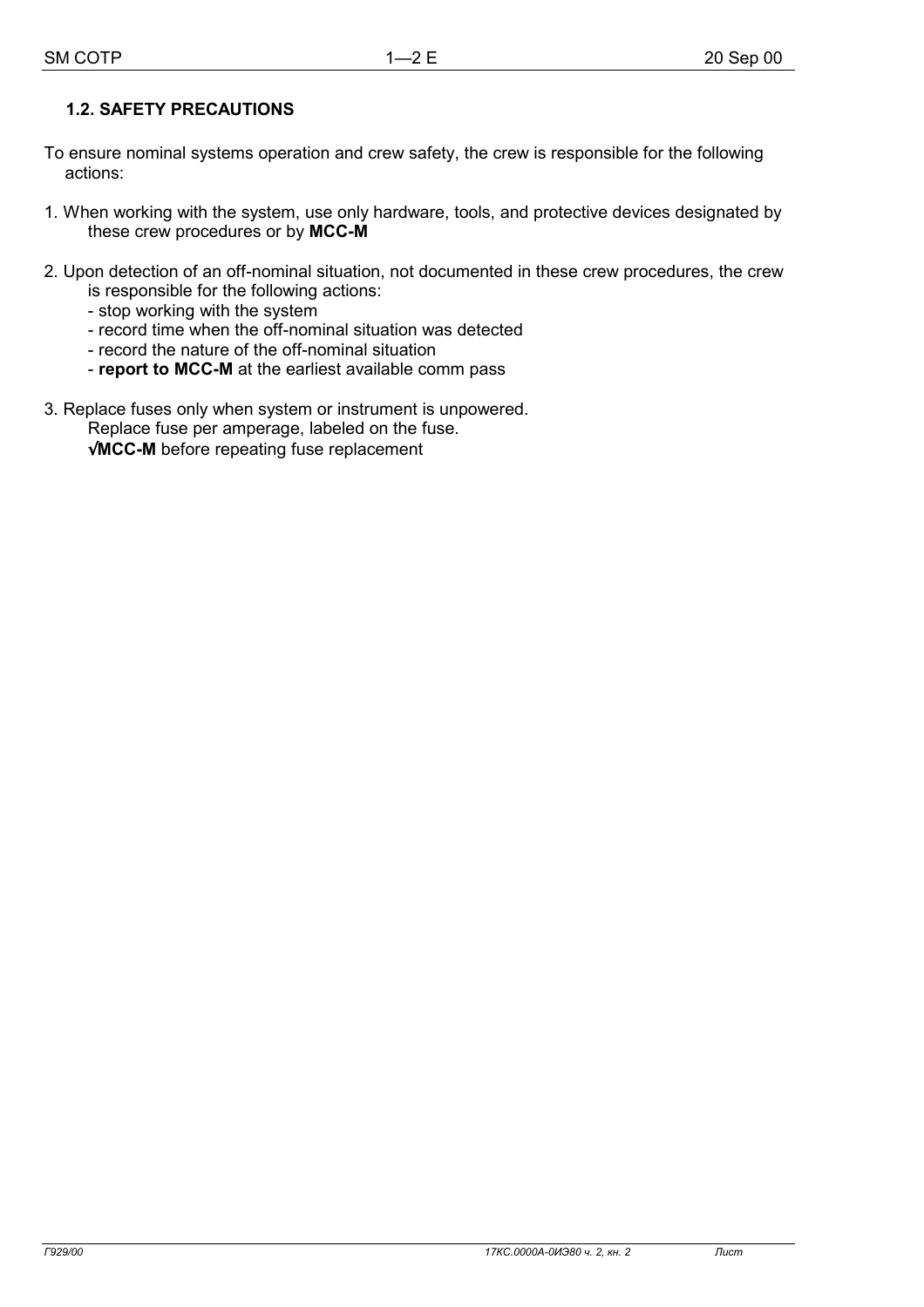## 1.2. SAFETY PRECAUTIONS

To ensure nominal systems operation and crew safety, the crew is responsible for the following actions:

1. When working with the system, use only hardware, tools, and protective devices designated by these crew procedures or by **MCC-M**

2. Upon detection of an off-nominal situation, not documented in these crew procedures, the crew is responsible for the following actions:
   - stop working with the system
   - record time when the off-nominal situation was detected
   - record the nature of the off-nominal situation
   - **report to MCC-M** at the earliest available comm pass

3. Replace fuses only when system or instrument is unpowered.
   Replace fuse per amperage, labeled on the fuse.
   **√MCC-M** before repeating fuse replacement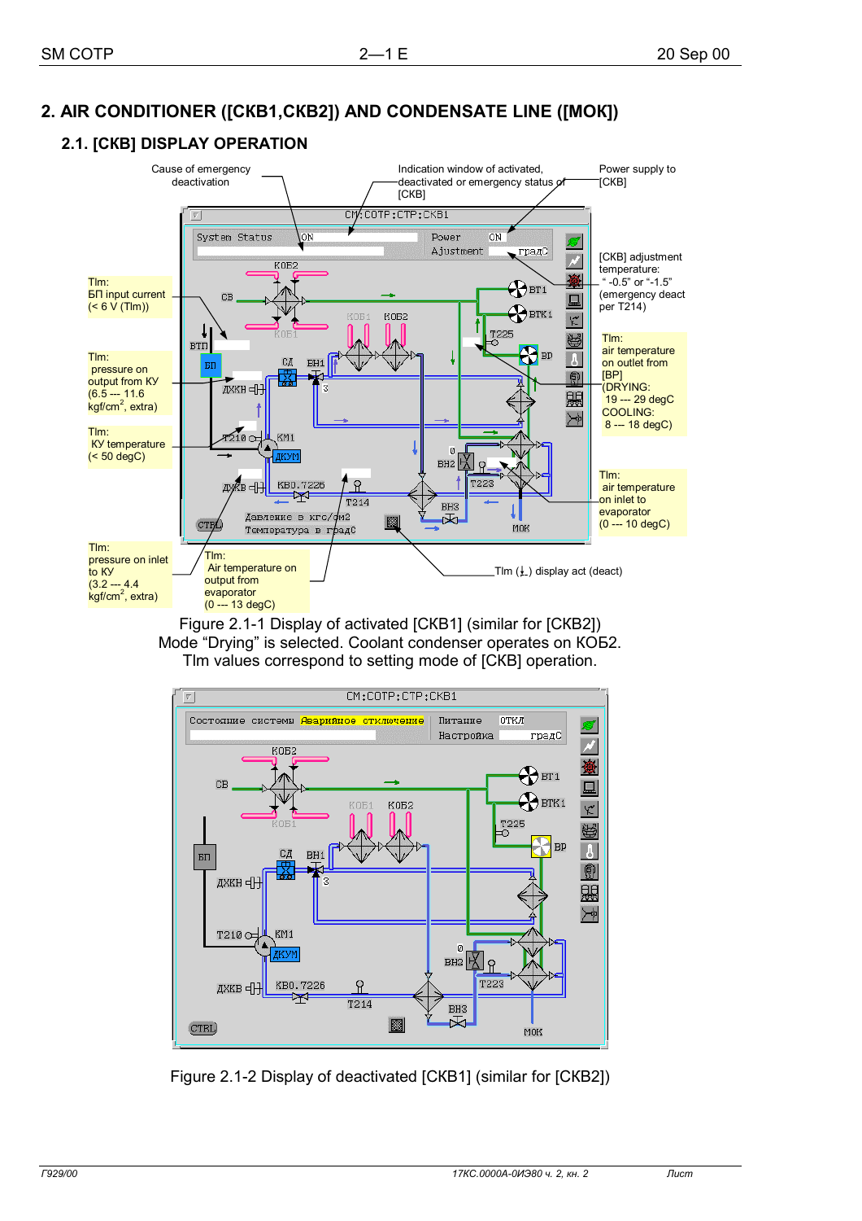## 2. AIR CONDITIONER ([СКВ1,СКВ2]) AND CONDENSATE LINE ([МОК])

### 2.1. [СКВ] DISPLAY OPERATION

Cause of emergency deactivation

Indication window of activated, deactivated or emergency status of [СКВ]

Power supply to [СКВ]

[СКВ] adjustment temperature: " -0.5" or "-1.5" (emergency deact per T214)

TIm: БП input current (< 6 V (TIm))

TIm: pressure on output from КУ (6.5 --- 11.6 kgf/cm$^2$, extra)

TIm: КУ temperature (< 50 degC)

TIm: pressure on inlet to КУ (3.2 --- 4.4 kgf/cm$^2$, extra)

TIm: Air temperature on output from evaporator (0 --- 13 degC)

TIm: air temperature on outlet from [ВР] (DRYING: 19 --- 29 degC COOLING: 8 --- 18 degC)

TIm: air temperature on inlet to evaporator (0 --- 10 degC)

TIm (⊥) display act (deact)

Figure 2.1-1 Display of activated [СКВ1] (similar for [СКВ2])
Mode "Drying" is selected. Coolant condenser operates on КОБ2.
TIm values correspond to setting mode of [СКВ] operation.

Figure 2.1-2 Display of deactivated [СКВ1] (similar for [СКВ2])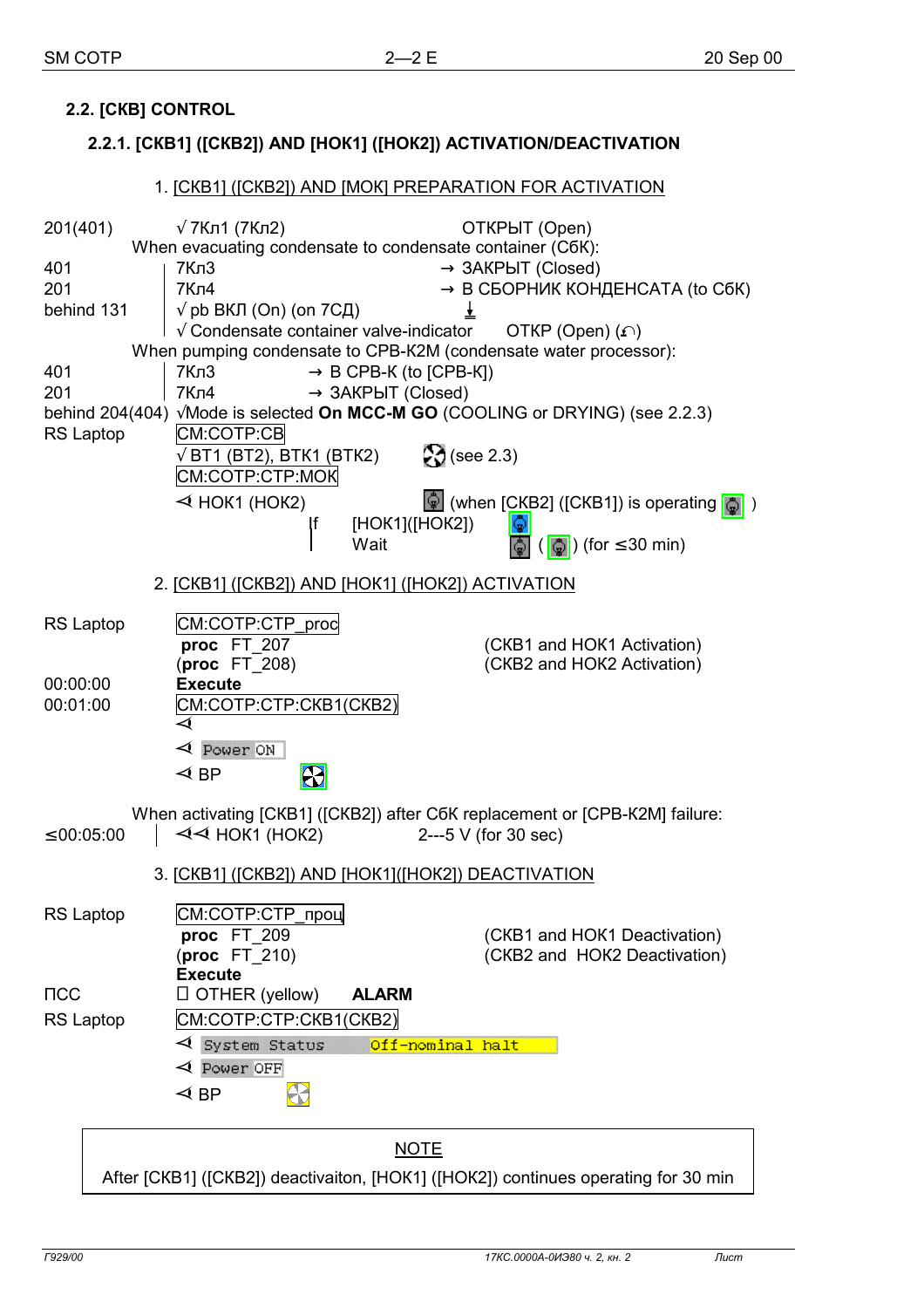## 2.2. [СКВ] CONTROL

### 2.2.1. [СКВ1] ([СКВ2]) AND [НОК1] ([НОК2]) ACTIVATION/DEACTIVATION

1. [СКВ1] ([СКВ2]) AND [МОК] PREPARATION FOR ACTIVATION

201(401) | √ 7Кл1 (7Кл2) ОТКРЫТ (Open)

When evacuating condensate to condensate container (СбК):

401 | 7Кл3 → ЗАКРЫТ (Closed)
201 | 7Кл4 → В СБОРНИК КОНДЕНСАТА (to СбК)
behind 131 | √ pb ВКЛ (On) (on 7СД) ⏚
| √ Condensate container valve-indicator ОТКР (Open) (↶)

When pumping condensate to СРВ-К2М (condensate water processor):

401 | 7Кл3 → В СРВ-К (to [СРВ-К])
201 | 7Кл4 → ЗАКРЫТ (Closed)
behind 204(404) √Mode is selected **On МСС-М GO** (COOLING or DRYING) (see 2.2.3)

RS Laptop CM:COTP:CB
√ ВТ1 (ВТ2), ВТК1 (ВТК2) (see 2.3)
CM:COTP:CTP:MOK
⊲ НОК1 (НОК2) (when [СКВ2] ([СКВ1]) is operating )
If [НОК1]([НОК2])
Wait ( ) (for ≤30 min)

2. [СКВ1] ([СКВ2]) AND [НОК1] ([НОК2]) ACTIVATION

RS Laptop CM:COTP:CTP_proc
**proc** FT_207 (СКВ1 and НОК1 Activation)
(**proc** FT_208) (СКВ2 and НОК2 Activation)
00:00:00 **Execute**
00:01:00 CM:COTP:CTP:СКВ1(СКВ2)
⊲
⊲ `Power ON`
⊲ ВР

When activating [СКВ1] ([СКВ2]) after СбК replacement or [СРВ-К2М] failure:

≤00:05:00 | ⊲⊲ НОК1 (НОК2) 2---5 V (for 30 sec)

3. [СКВ1] ([СКВ2]) AND [НОК1]([НОК2]) DEACTIVATION

RS Laptop CM:COTP:CTP_проц
**proc** FT_209 (СКВ1 and НОК1 Deactivation)
(**proc** FT_210) (СКВ2 and НОК2 Deactivation)
**Execute**
ПСС ☐ OTHER (yellow) **ALARM**
RS Laptop CM:COTP:CTP:СКВ1(СКВ2)
⊲ `System Status` `Off-nominal halt`
⊲ `Power OFF`
⊲ ВР

NOTE

After [СКВ1] ([СКВ2]) deactivaiton, [НОК1] ([НОК2]) continues operating for 30 min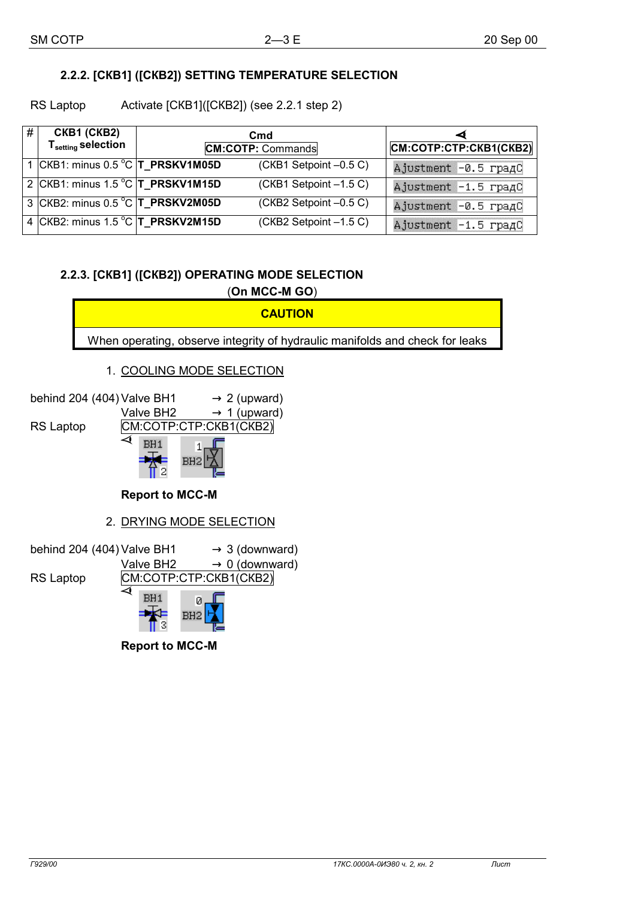### 2.2.2. [CKB1] ([CKB2]) SETTING TEMPERATURE SELECTION

RS Laptop Activate [CKB1]([CKB2]) (see 2.2.1 step 2)

| # | CKB1 (CKB2) $T_{setting}$ selection | Cmd CM:COTP: Commands | | ◄ CM:COTP:CTP:CKB1(CKB2) |
|---|---|---|---|---|
| 1 | CKB1: minus 0.5 °C | T_PRSKV1M05D | (CKB1 Setpoint –0.5 C) | Ajustment -0.5 градC |
| 2 | CKB1: minus 1.5 °C | T_PRSKV1M15D | (CKB1 Setpoint –1.5 C) | Ajustment -1.5 градC |
| 3 | CKB2: minus 0.5 °C | T_PRSKV2M05D | (CKB2 Setpoint –0.5 C) | Ajustment -0.5 градC |
| 4 | CKB2: minus 1.5 °C | T_PRSKV2M15D | (CKB2 Setpoint –1.5 C) | Ajustment -1.5 градC |

### 2.2.3. [CKB1] ([CKB2]) OPERATING MODE SELECTION

(**On MCC-M GO**)

| CAUTION |
|---|
| When operating, observe integrity of hydraulic manifolds and check for leaks |

1. COOLING MODE SELECTION

behind 204 (404) Valve BH1 → 2 (upward)

Valve BH2 → 1 (upward)

RS Laptop CM:COTP:CTP:CKB1(CKB2)

◄ BH1 2 BH2 1

**Report to MCC-M**

2. DRYING MODE SELECTION

behind 204 (404) Valve BH1 → 3 (downward)

Valve BH2 → 0 (downward)

RS Laptop CM:COTP:CTP:CKB1(CKB2)

◄ BH1 3 BH2 0

**Report to MCC-M**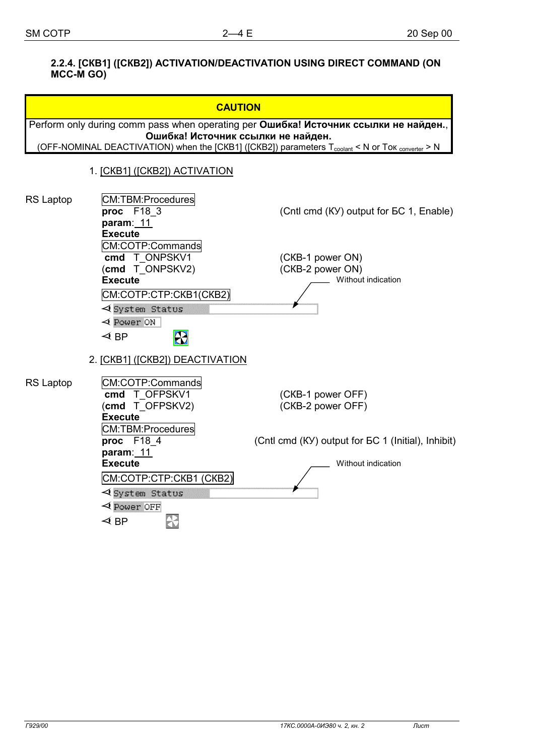#### 2.2.4. [CKB1] ([CKB2]) ACTIVATION/DEACTIVATION USING DIRECT COMMAND (ON MCC-M GO)

| CAUTION |
|---|
| Perform only during comm pass when operating per **Ошибка! Источник ссылки не найден.**, **Ошибка! Источник ссылки не найден.** (OFF-NOMINAL DEACTIVATION) when the [CKB1] ([CKB2]) parameters $T_{coolant}$ < N or $Tok_{converter}$ > N |

1. [CKB1] ([CKB2]) ACTIVATION

RS Laptop

CM:TBM:Procedures
**proc** F18_3 (Cntl cmd (КУ) output for БС 1, Enable)
**param**: 11
**Execute**
CM:COTP:Commands
**cmd** T_ONPSKV1 (СКВ-1 power ON)
(**cmd** T_ONPSKV2) (СКВ-2 power ON)
**Execute**
CM:COTP:CTP:CKB1(CKB2)
⊲ System Status — Without indication
⊲ Power ON
⊲ BP

2. [CKB1] ([CKB2]) DEACTIVATION

RS Laptop

CM:COTP:Commands
**cmd** T_OFPSKV1 (СКВ-1 power OFF)
(**cmd** T_OFPSKV2) (СКВ-2 power OFF)
**Execute**
CM:TBM:Procedures
**proc** F18_4 (Cntl cmd (КУ) output for БС 1 (Initial), Inhibit)
**param**: 11
**Execute**
CM:COTP:CTP:CKB1 (CKB2)
⊲ System Status — Without indication
⊲ Power OFF
⊲ BP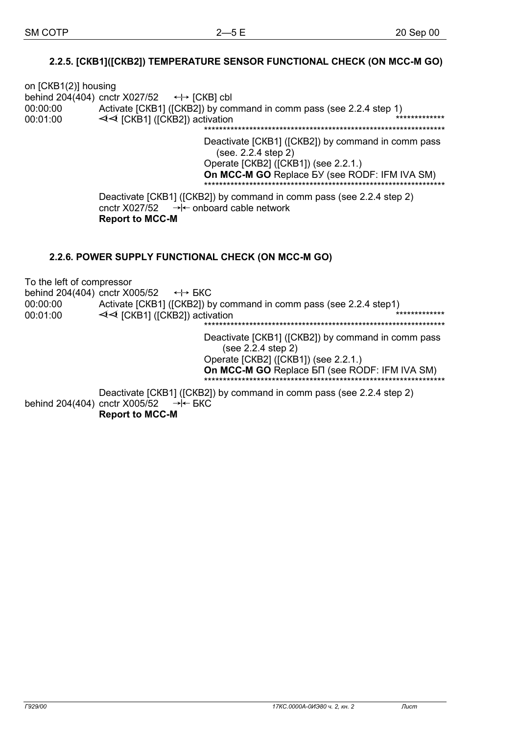### 2.2.5. [СКВ1]([СКВ2]) TEMPERATURE SENSOR FUNCTIONAL CHECK (ON MCC-M GO)

on [СКВ1(2)] housing
behind 204(404) cnctr X027/52 ↔ [СКВ] cbl
00:00:00 Activate [СКВ1] ([СКВ2]) by command in comm pass (see 2.2.4 step 1)
00:01:00 ⊲⊲ [СКВ1] ([СКВ2]) activation *************

*****************************************************************

Deactivate [СКВ1] ([СКВ2]) by command in comm pass (see. 2.2.4 step 2)
Operate [СКВ2] ([СКВ1]) (see 2.2.1.)
**On MCC-M GO** Replace БУ (see RODF: IFM IVA SM)

*****************************************************************

Deactivate [СКВ1] ([СКВ2]) by command in comm pass (see 2.2.4 step 2)
cnctr X027/52 →|← onboard cable network
**Report to MCC-M**

### 2.2.6. POWER SUPPLY FUNCTIONAL CHECK (ON MCC-M GO)

To the left of compressor
behind 204(404) cnctr X005/52 ↔ БКС
00:00:00 Activate [СКВ1] ([СКВ2]) by command in comm pass (see 2.2.4 step1)
00:01:00 ⊲⊲ [СКВ1] ([СКВ2]) activation *************

*****************************************************************

Deactivate [СКВ1] ([СКВ2]) by command in comm pass (see 2.2.4 step 2)
Operate [СКВ2] ([СКВ1]) (see 2.2.1.)
**On MCC-M GO** Replace БП (see RODF: IFM IVA SM)

*****************************************************************

Deactivate [СКВ1] ([СКВ2]) by command in comm pass (see 2.2.4 step 2)
behind 204(404) cnctr X005/52 →|← БКС
**Report to MCC-M**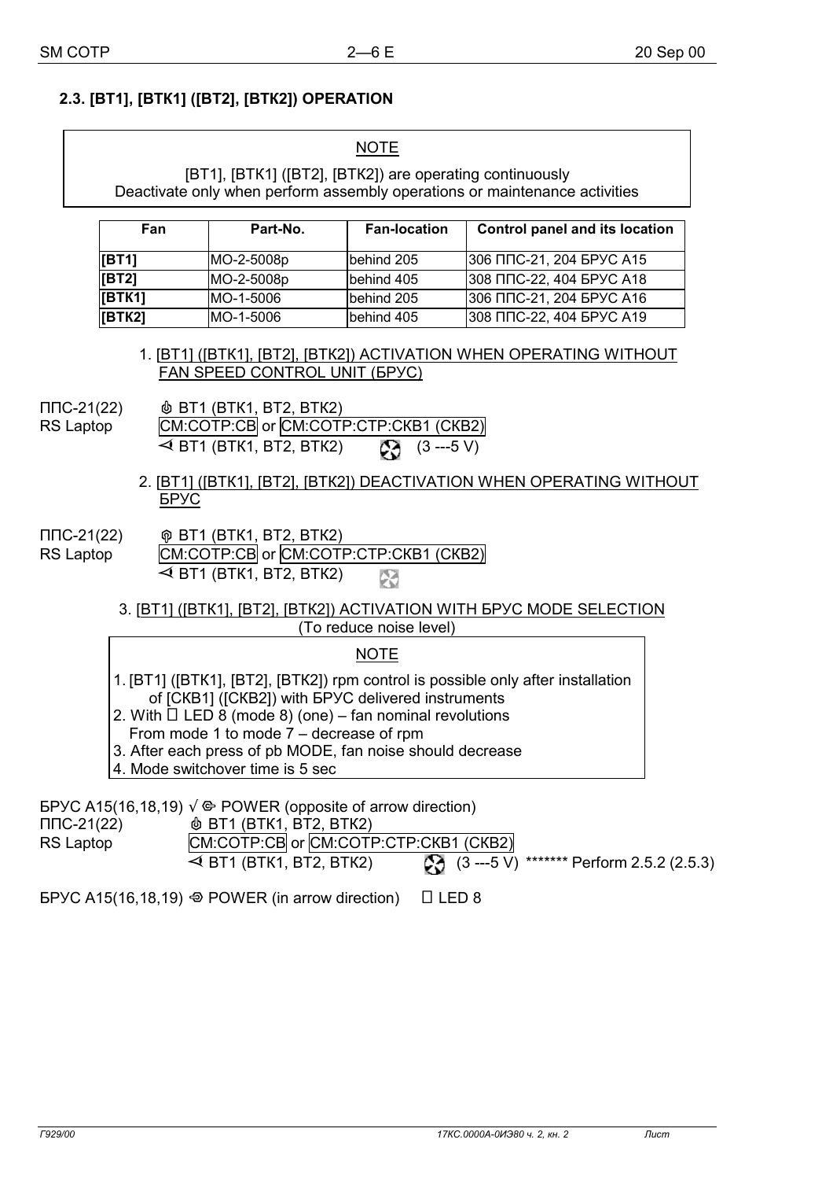## 2.3. [ВТ1], [ВТК1] ([ВТ2], [ВТК2]) OPERATION

> NOTE
>
> [ВТ1], [ВТК1] ([ВТ2], [ВТК2]) are operating continuously
> Deactivate only when perform assembly operations or maintenance activities

| Fan | Part-No. | Fan-location | Control panel and its location |
|---|---|---|---|
| **[ВТ1]** | МО-2-5008р | behind 205 | 306 ППС-21, 204 БРУС А15 |
| **[ВТ2]** | МО-2-5008р | behind 405 | 308 ППС-22, 404 БРУС А18 |
| **[ВТК1]** | МО-1-5006 | behind 205 | 306 ППС-21, 204 БРУС А16 |
| **[ВТК2]** | МО-1-5006 | behind 405 | 308 ППС-22, 404 БРУС А19 |

1. <u>[ВТ1] ([ВТК1], [ВТ2], [ВТК2]) ACTIVATION WHEN OPERATING WITHOUT FAN SPEED CONTROL UNIT (БРУС)</u>

ППС-21(22) ВТ1 (ВТК1, ВТ2, ВТК2)
RS Laptop СМ:СОТР:СВ or СМ:СОТР:СТР:СКВ1 (СКВ2)
ВТ1 (ВТК1, ВТ2, ВТК2) (3 ---5 V)

2. <u>[ВТ1] ([ВТК1], [ВТ2], [ВТК2]) DEACTIVATION WHEN OPERATING WITHOUT БРУС</u>

ППС-21(22) ВТ1 (ВТК1, ВТ2, ВТК2)
RS Laptop СМ:СОТР:СВ or СМ:СОТР:СТР:СКВ1 (СКВ2)
ВТ1 (ВТК1, ВТ2, ВТК2)

3. <u>[ВТ1] ([ВТК1], [ВТ2], [ВТК2]) ACTIVATION WITH БРУС MODE SELECTION</u>
(To reduce noise level)

> NOTE
>
> 1. [ВТ1] ([ВТК1], [ВТ2], [ВТК2]) rpm control is possible only after installation of [СКВ1] ([СКВ2]) with БРУС delivered instruments
> 2. With LED 8 (mode 8) (one) – fan nominal revolutions
> From mode 1 to mode 7 – decrease of rpm
> 3. After each press of pb MODE, fan noise should decrease
> 4. Mode switchover time is 5 sec

БРУС А15(16,18,19) √ POWER (opposite of arrow direction)
ППС-21(22) ВТ1 (ВТК1, ВТ2, ВТК2)
RS Laptop СМ:СОТР:СВ or СМ:СОТР:СТР:СКВ1 (СКВ2)
ВТ1 (ВТК1, ВТ2, ВТК2) (3 ---5 V) ******* Perform 2.5.2 (2.5.3)

БРУС А15(16,18,19) POWER (in arrow direction) LED 8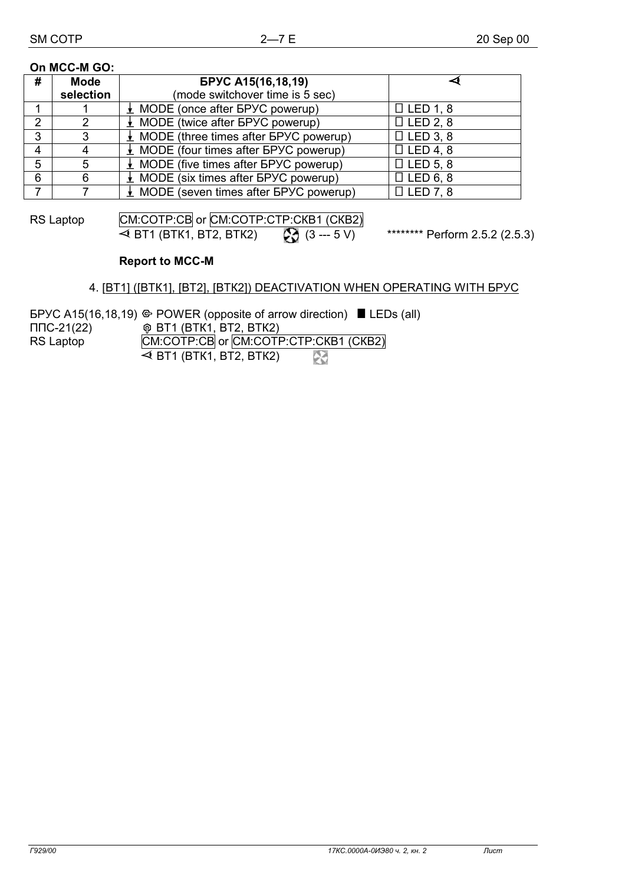**On MCC-M GO:**

| # | Mode selection | БРУС A15(16,18,19) (mode switchover time is 5 sec) | ⊲ |
|---|---|---|---|
| 1 | 1 | ↓ MODE (once after БРУС powerup) | □ LED 1, 8 |
| 2 | 2 | ↓ MODE (twice after БРУС powerup) | □ LED 2, 8 |
| 3 | 3 | ↓ MODE (three times after БРУС powerup) | □ LED 3, 8 |
| 4 | 4 | ↓ MODE (four times after БРУС powerup) | □ LED 4, 8 |
| 5 | 5 | ↓ MODE (five times after БРУС powerup) | □ LED 5, 8 |
| 6 | 6 | ↓ MODE (six times after БРУС powerup) | □ LED 6, 8 |
| 7 | 7 | ↓ MODE (seven times after БРУС powerup) | □ LED 7, 8 |

RS Laptop CM:COTP:CB or CM:COTP:CTP:CKB1 (CKB2)
⊲ BT1 (BTK1, BT2, BTK2) (3 --- 5 V) ******** Perform 2.5.2 (2.5.3)

**Report to MCC-M**

4. BT1 (BTK1, BT2, BTK2) DEACTIVATION WHEN OPERATING WITH БРУС

БРУС A15(16,18,19) POWER (opposite of arrow direction) ■ LEDs (all)
ППС-21(22) BT1 (BTK1, BT2, BTK2)
RS Laptop CM:COTP:CB or CM:COTP:CTP:CKB1 (CKB2)
⊲ BT1 (BTK1, BT2, BTK2)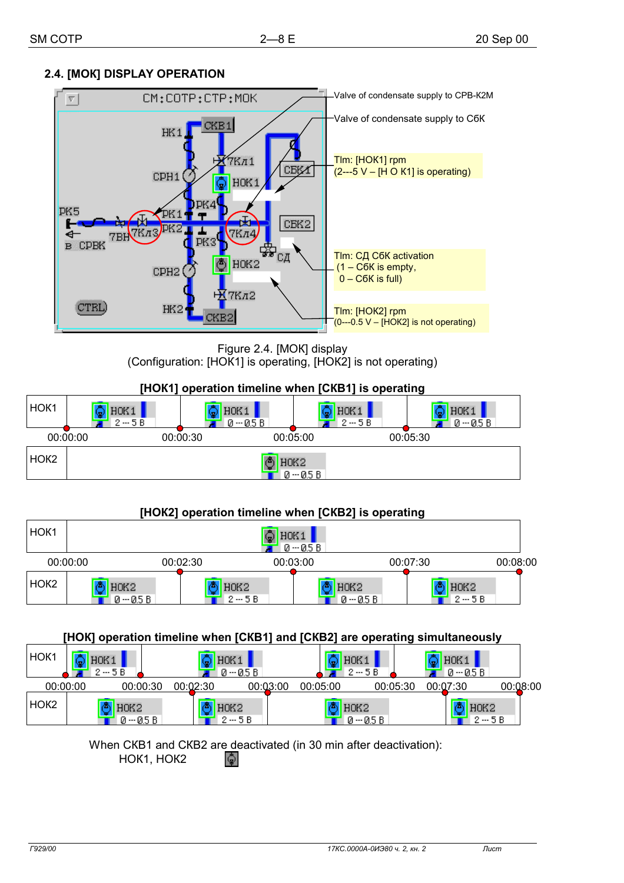## 2.4. [МОК] DISPLAY OPERATION

CM:COTP:CTP:MOK

Valve of condensate supply to CPB-К2М

Valve of condensate supply to СБК

Tlm: [НОК1] rpm
(2---5 V – [Н О К1] is operating)

Tlm: СД СБК activation
(1 – СБК is empty,
0 – СБК is full)

Tlm: [НОК2] rpm
(0---0.5 V – [НОК2] is not operating)

Figure 2.4. [МОК] display
(Configuration: [НОК1] is operating, [НОК2] is not operating)

**[НОК1] operation timeline when [СКВ1] is operating**

| | 00:00:00 | 00:00:30 | 00:05:00 | 00:05:30 |
|---|---|---|---|---|
| НОК1 | НОК1 2---5 В | НОК1 0---0.5 В | НОК1 2---5 В | НОК1 0---0.5 В |
| НОК2 | | НОК2 0---0.5 В | | |

**[НОК2] operation timeline when [СКВ2] is operating**

| | 00:00:00 | 00:02:30 | 00:03:00 | 00:07:30 | 00:08:00 |
|---|---|---|---|---|---|
| НОК1 | | НОК1 0---0.5 В | | | |
| НОК2 | НОК2 0---0.5 В | НОК2 2---5 В | НОК2 0---0.5 В | НОК2 2---5 В | |

**[НОК] operation timeline when [СКВ1] and [СКВ2] are operating simultaneously**

| | 00:00:00 | 00:00:30 | 00:02:30 | 00:03:00 | 00:05:00 | 00:05:30 | 00:07:30 | 00:08:00 |
|---|---|---|---|---|---|---|---|---|
| НОК1 | НОК1 2---5 В | НОК1 0---0.5 В | | | НОК1 2---5 В | НОК1 0---0.5 В | | |
| НОК2 | НОК2 0---0.5 В | | НОК2 2---5 В | НОК2 0---0.5 В | | | НОК2 2---5 В | |

When СКВ1 and СКВ2 are deactivated (in 30 min after deactivation):
НОК1, НОК2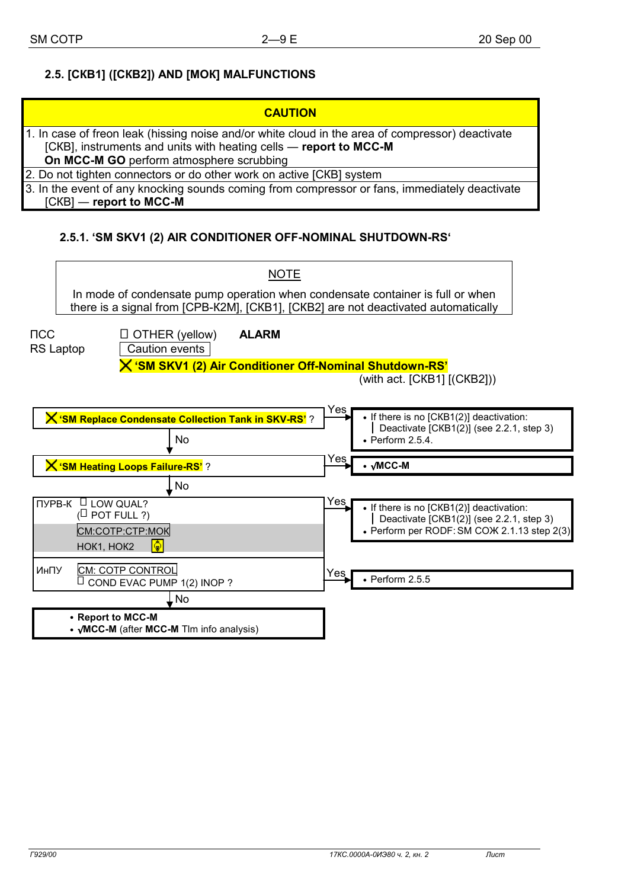## 2.5. [СКВ1] ([СКВ2]) AND [МОК] MALFUNCTIONS

| CAUTION |
|---|
| 1. In case of freon leak (hissing noise and/or white cloud in the area of compressor) deactivate [СКВ], instruments and units with heating cells — **report to MCC-M** **On MCC-M GO** perform atmosphere scrubbing |
| 2. Do not tighten connectors or do other work on active [СКВ] system |
| 3. In the event of any knocking sounds coming from compressor or fans, immediately deactivate [СКВ] — **report to MCC-M** |

### 2.5.1. 'SM SKV1 (2) AIR CONDITIONER OFF-NOMINAL SHUTDOWN-RS'

| NOTE |
|---|
| In mode of condensate pump operation when condensate container is full or when there is a signal from [СРВ-К2М], [СКВ1], [СКВ2] are not deactivated automatically |

ПСС ☐ OTHER (yellow) **ALARM**

RS Laptop Caution events

**'SM SKV1 (2) Air Conditioner Off-Nominal Shutdown-RS'**

(with act. [СКВ1] [(СКВ2])

**'SM Replace Condensate Collection Tank in SKV-RS'** ?

- Yes:
  - If there is no [СКВ1(2)] deactivation:
    - Deactivate [СКВ1(2)] (see 2.2.1, step 3)
  - Perform 2.5.4.
- No ↓

**'SM Heating Loops Failure-RS'** ?

- Yes:
  - **√MCC-M**
- No ↓

ПУРВ-К ☐ LOW QUAL?
(☐ POT FULL ?)
CM:COTP:CTP:MOK
НОК1, НОК2

- Yes:
  - If there is no [СКВ1(2)] deactivation:
    - Deactivate [СКВ1(2)] (see 2.2.1, step 3)
  - Perform per RODF: SM СОЖ 2.1.13 step 2(3)

ИнПУ CM: COTP CONTROL
☐ COND EVAC PUMP 1(2) INOP ?

- Yes:
  - Perform 2.5.5
- No ↓

- **Report to MCC-M**
- **√MCC-M** (after **MCC-M** Tlm info analysis)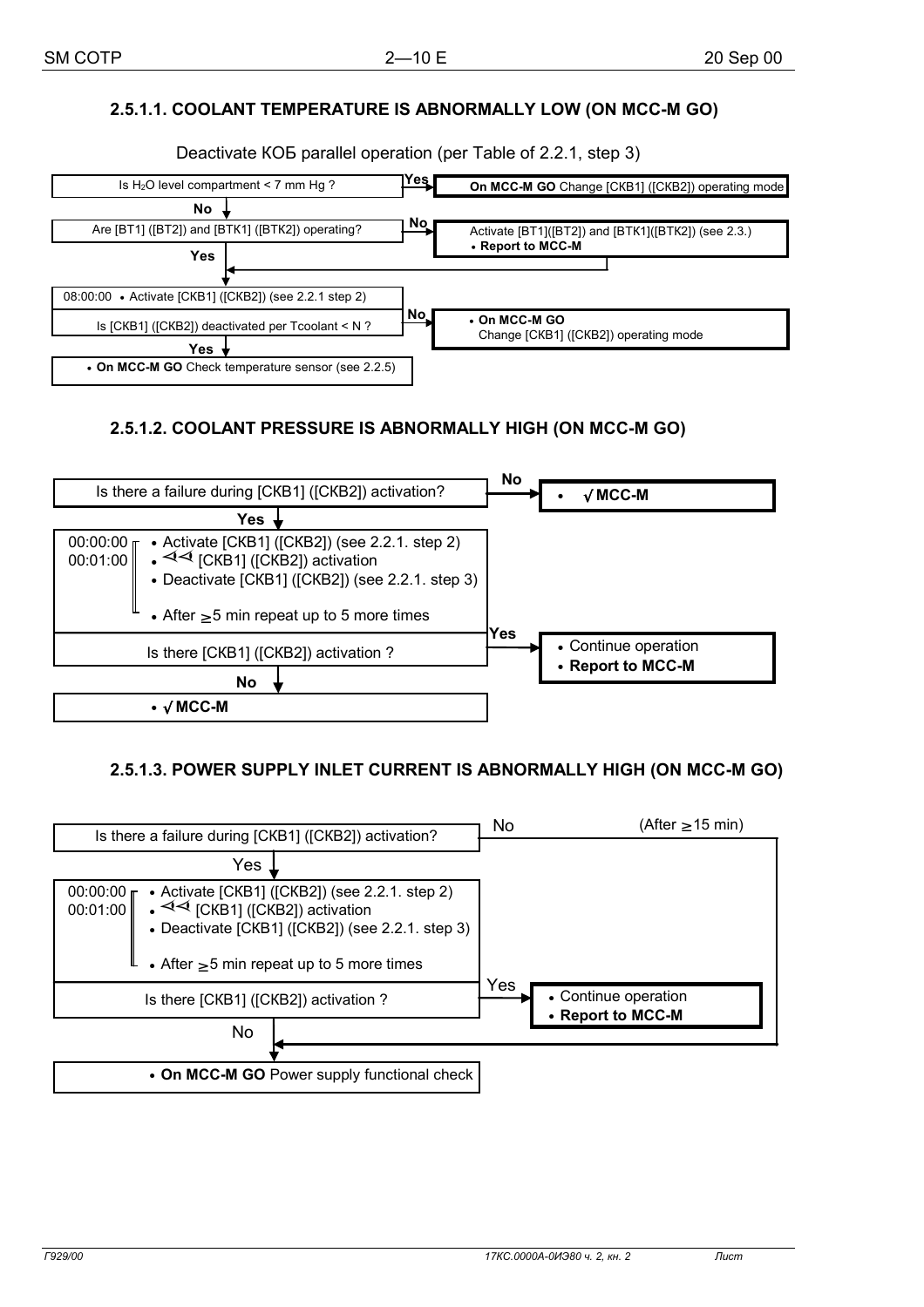### 2.5.1.1. COOLANT TEMPERATURE IS ABNORMALLY LOW (ON MCC-M GO)

Deactivate КОБ parallel operation (per Table of 2.2.1, step 3)

- Is $H_2O$ level compartment < 7 mm Hg ?
  - **Yes** → **On MCC-M GO** Change [СКВ1] ([СКВ2]) operating mode
  - **No** ↓
- Are [ВТ1] ([ВТ2]) and [ВТК1] ([ВТК2]) operating?
  - **No** → Activate [ВТ1]([ВТ2]) and [ВТК1]([ВТК2]) (see 2.3.)
    - **Report to MCC-M**
  - **Yes** ↓
- 08:00:00 • Activate [СКВ1] ([СКВ2]) (see 2.2.1 step 2)
- Is [СКВ1] ([СКВ2]) deactivated per Tcoolant < N ?
  - **No** → • **On MCC-M GO** Change [СКВ1] ([СКВ2]) operating mode
  - **Yes** ↓
- • **On MCC-M GO** Check temperature sensor (see 2.2.5)

### 2.5.1.2. COOLANT PRESSURE IS ABNORMALLY HIGH (ON MCC-M GO)

- Is there a failure during [СКВ1] ([СКВ2]) activation?
  - **No** → • √ **MCC-M**
  - **Yes** ↓
- 00:00:00 • Activate [СКВ1] ([СКВ2]) (see 2.2.1. step 2)
- 00:01:00 • ⊲⊲ [СКВ1] ([СКВ2]) activation
  - • Deactivate [СКВ1] ([СКВ2]) (see 2.2.1. step 3)
  - • After ≥5 min repeat up to 5 more times
- Is there [СКВ1] ([СКВ2]) activation ?
  - **Yes** → • Continue operation
    - • **Report to MCC-M**
  - **No** ↓
- • √ **MCC-M**

### 2.5.1.3. POWER SUPPLY INLET CURRENT IS ABNORMALLY HIGH (ON MCC-M GO)

- Is there a failure during [СКВ1] ([СКВ2]) activation?
  - No (After ≥15 min) → go to "On MCC-M GO Power supply functional check"
  - Yes ↓
- 00:00:00 • Activate [СКВ1] ([СКВ2]) (see 2.2.1. step 2)
- 00:01:00 • ⊲⊲ [СКВ1] ([СКВ2]) activation
  - • Deactivate [СКВ1] ([СКВ2]) (see 2.2.1. step 3)
  - • After ≥5 min repeat up to 5 more times
- Is there [СКВ1] ([СКВ2]) activation ?
  - Yes → • Continue operation
    - • **Report to MCC-M**
  - No ↓
- • **On MCC-M GO** Power supply functional check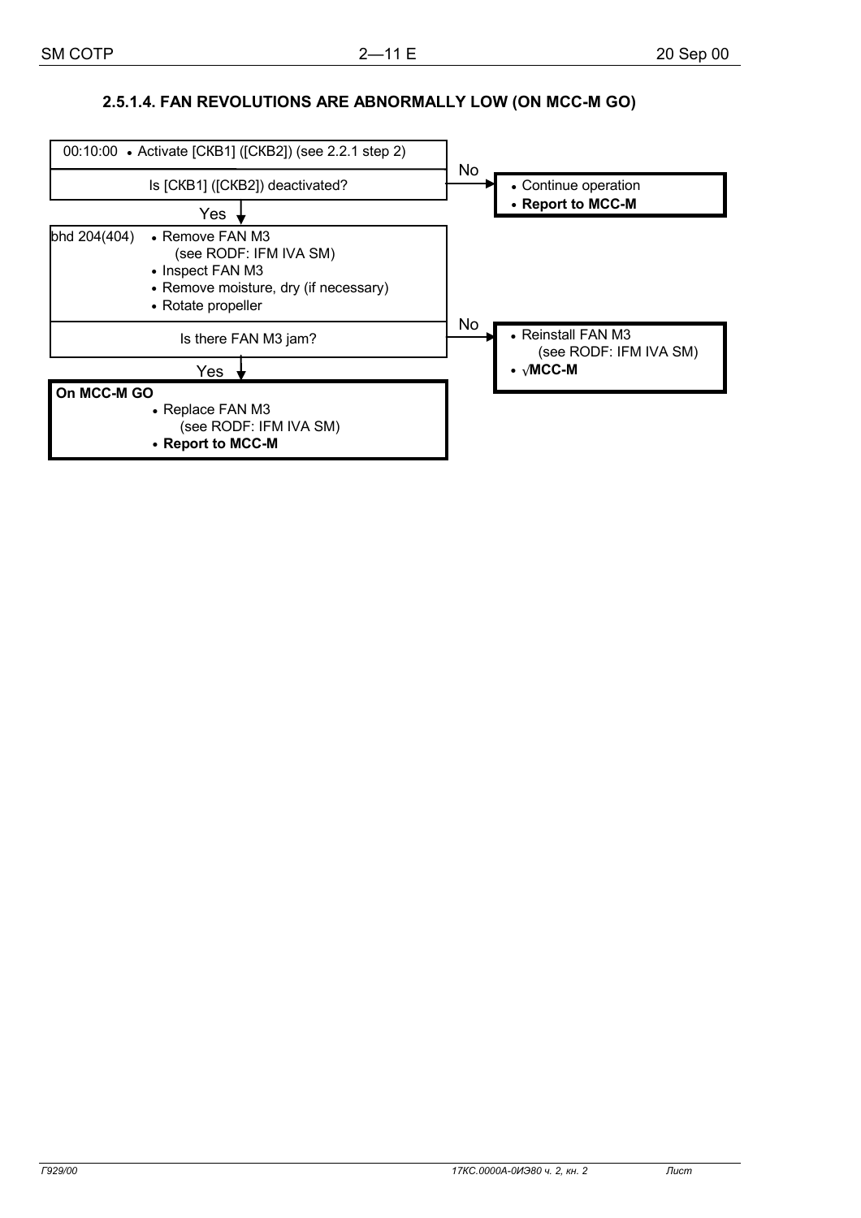### 2.5.1.4. FAN REVOLUTIONS ARE ABNORMALLY LOW (ON MCC-M GO)

00:10:00 • Activate [СКВ1] ([СКВ2]) (see 2.2.1 step 2)

Is [СКВ1] ([СКВ2]) deactivated?

**No** →
- Continue operation
- **Report to MCC-M**

**Yes** ↓

bhd 204(404)
- Remove FAN M3 (see RODF: IFM IVA SM)
- Inspect FAN M3
- Remove moisture, dry (if necessary)
- Rotate propeller

Is there FAN M3 jam?

**No** →
- Reinstall FAN M3 (see RODF: IFM IVA SM)
- **√MCC-M**

**Yes** ↓

**On MCC-M GO**
- Replace FAN M3 (see RODF: IFM IVA SM)
- **Report to MCC-M**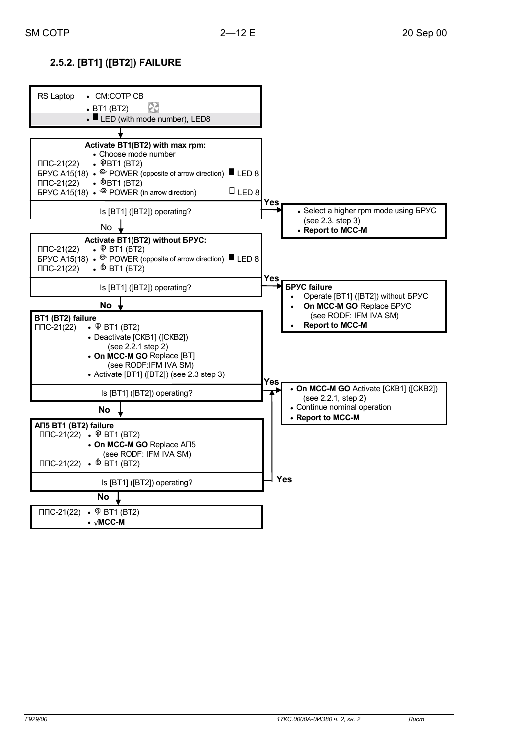## 2.5.2. [BT1] ([BT2]) FAILURE

RS Laptop
- CM:COTP:CB
- BT1 (BT2)
- ■ LED (with mode number), LED8

↓

**Activate BT1(BT2) with max rpm:**
- Choose mode number

ППС-21(22) • BT1 (BT2)
БРУС A15(18) • POWER (opposite of arrow direction) ■ LED 8
ППС-21(22) • BT1 (BT2)
БРУС A15(18) • POWER (in arrow direction) □ LED 8

Is [BT1] ([BT2]) operating?

**Yes** →
- Select a higher rpm mode using БРУС (see 2.3. step 3)
- **Report to MCC-M**

No ↓

**Activate BT1(BT2) without БРУС:**

ППС-21(22) • BT1 (BT2)
БРУС A15(18) • POWER (opposite of arrow direction) ■ LED 8
ППС-21(22) • BT1 (BT2)

Is [BT1] ([BT2]) operating?

**Yes** →
**БРУС failure**
- Operate [BT1] ([BT2]) without БРУС
- **On MCC-M GO** Replace БРУС (see RODF: IFM IVA SM)
- **Report to MCC-M**

**No** ↓

**BT1 (BT2) failure**

ППС-21(22) • BT1 (BT2)
- Deactivate [СКВ1] ([СКВ2]) (see 2.2.1 step 2)
- **On MCC-M GO** Replace [BT] (see RODF:IFM IVA SM)
- Activate [BT1] ([BT2]) (see 2.3 step 3)

Is [BT1] ([BT2]) operating?

**Yes** →
- **On MCC-M GO** Activate [СКВ1] ([СКВ2]) (see 2.2.1, step 2)
- Continue nominal operation
- **Report to MCC-M**

**No** ↓

**АП5 BT1 (BT2) failure**

ППС-21(22) • BT1 (BT2)
- **On MCC-M GO** Replace АП5 (see RODF: IFM IVA SM)

ППС-21(22) • BT1 (BT2)

Is [BT1] ([BT2]) operating?

**Yes** → (to "On MCC-M GO Activate [СКВ1] ([СКВ2])" block)

**No** ↓

ППС-21(22) • BT1 (BT2)
- **√MCC-M**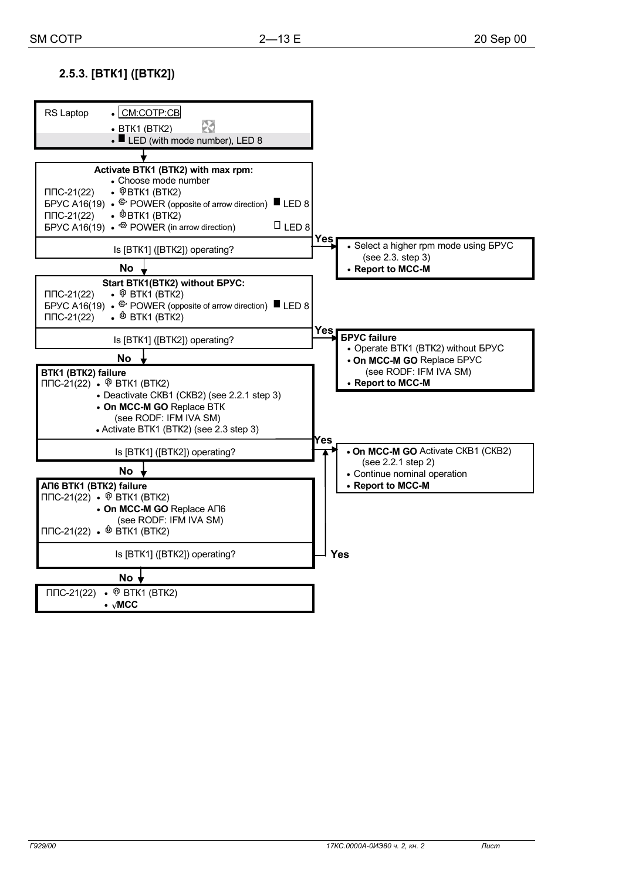### 2.5.3. [ВТК1] ([ВТК2])

**RS Laptop**
- CM:COTP:CB
- ВТК1 (ВТК2)
- ■ LED (with mode number), LED 8

↓

**Activate ВТК1 (ВТК2) with max rpm:**
- Choose mode number
- ППС-21(22) • ВТК1 (ВТК2)
- БРУС A16(19) • POWER (opposite of arrow direction) ■ LED 8
- ППС-21(22) • ВТК1 (ВТК2)
- БРУС A16(19) • POWER (in arrow direction) □ LED 8

Is [ВТК1] ([ВТК2]) operating?

**Yes** →
- Select a higher rpm mode using БРУС (see 2.3. step 3)
- **Report to MCC-M**

**No** ↓

**Start ВТК1(ВТК2) without БРУС:**
- ППС-21(22) • ВТК1 (ВТК2)
- БРУС A16(19) • POWER (opposite of arrow direction) ■ LED 8
- ППС-21(22) • ВТК1 (ВТК2)

Is [ВТК1] ([ВТК2]) operating?

**Yes** →

**БРУС failure**
- Operate ВТК1 (ВТК2) without БРУС
- **On MCC-M GO** Replace БРУС (see RODF: IFM IVA SM)
- **Report to MCC-M**

**No** ↓

**ВТК1 (ВТК2) failure**
- ППС-21(22) • ВТК1 (ВТК2)
- Deactivate СКВ1 (СКВ2) (see 2.2.1 step 3)
- **On MCC-M GO** Replace ВТК (see RODF: IFM IVA SM)
- Activate ВТК1 (ВТК2) (see 2.3 step 3)

Is [ВТК1] ([ВТК2]) operating?

**Yes** →
- **On MCC-M GO** Activate СКВ1 (СКВ2) (see 2.2.1 step 2)
- Continue nominal operation
- **Report to MCC-M**

**No** ↓

**АП6 ВТК1 (ВТК2) failure**
- ППС-21(22) • ВТК1 (ВТК2)
- **On MCC-M GO** Replace АП6 (see RODF: IFM IVA SM)
- ППС-21(22) • ВТК1 (ВТК2)

Is [ВТК1] ([ВТК2]) operating?

**Yes** → (to: **On MCC-M GO** Activate СКВ1 (СКВ2) …)

**No** ↓

- ППС-21(22) • ВТК1 (ВТК2)
- √**MCC**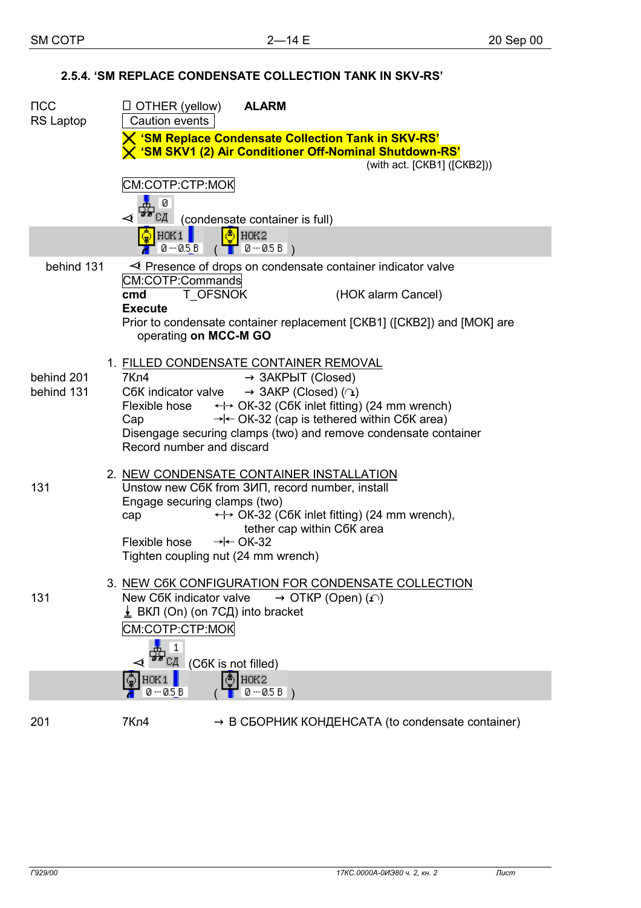## 2.5.4. 'SM REPLACE CONDENSATE COLLECTION TANK IN SKV-RS'

ПСС
RS Laptop

☐ OTHER (yellow) **ALARM**

Caution events

✗ **'SM Replace Condensate Collection Tank in SKV-RS'**
✗ **'SM SKV1 (2) Air Conditioner Off-Nominal Shutdown-RS'**
(with act. [СКВ1] ([СКВ2]))

CM:COTP:CTP:MOK

◁ 0 СД (condensate container is full)

НОК1 0 --- 0.5 В ( НОК2 0 --- 0.5 В )

behind 131 ◁ Presence of drops on condensate container indicator valve

CM:COTP:Commands

**cmd** T_OFSNOK (НОК alarm Cancel)

**Execute**

Prior to condensate container replacement [СКВ1] ([СКВ2]) and [МОК] are operating **on MCC-M GO**

1. FILLED CONDENSATE CONTAINER REMOVAL

| | | |
|---|---|---|
| behind 201 | 7Кл4 | → ЗАКРЫТ (Closed) |
| behind 131 | СбК indicator valve | → ЗАКР (Closed) (↷) |
| | Flexible hose | ↔ ОК-32 (СбК inlet fitting) (24 mm wrench) |
| | Cap | →\|← ОК-32 (cap is tethered within СбК area) |

Disengage securing clamps (two) and remove condensate container
Record number and discard

2. NEW CONDENSATE CONTAINER INSTALLATION

131 Unstow new СбК from ЗИП, record number, install
Engage securing clamps (two)

| | |
|---|---|
| cap | ↔ ОК-32 (СбК inlet fitting) (24 mm wrench), tether cap within СбК area |
| Flexible hose | →\|← ОК-32 |

Tighten coupling nut (24 mm wrench)

3. NEW СбК CONFIGURATION FOR CONDENSATE COLLECTION

131 New СбК indicator valve → ОТКР (Open) (↶)
⭳ ВКЛ (On) (on 7СД) into bracket

CM:COTP:CTP:MOK

◁ 1 СД (СбК is not filled)

НОК1 0 --- 0.5 В ( НОК2 0 --- 0.5 В )

201 7Кл4 → В СБОРНИК КОНДЕНСАТА (to condensate container)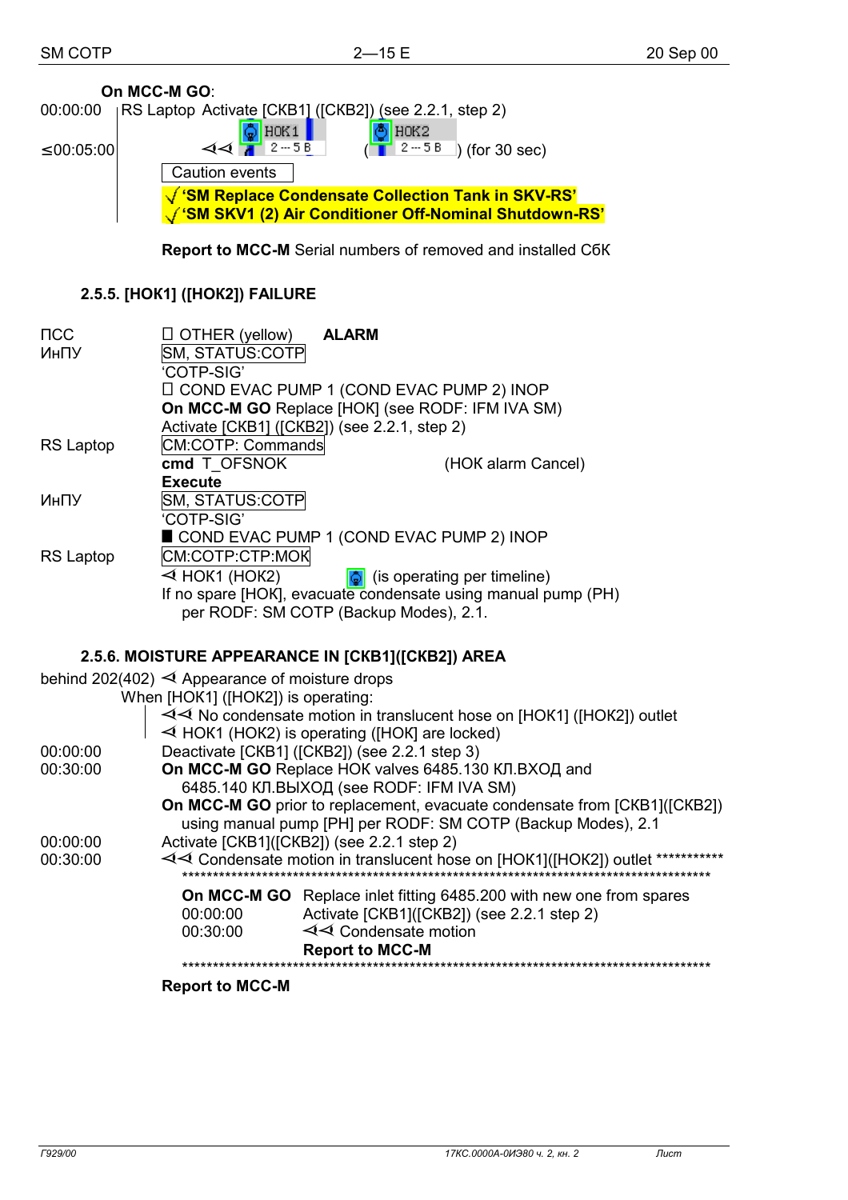**On MCC-M GO**:

00:00:00 RS Laptop Activate [СКВ1] ([СКВ2]) (see 2.2.1, step 2)

≤00:05:00 ⊲⊲ НОК1 2 — 5 В ( НОК2 2 — 5 В ) (for 30 sec)

Caution events

√ **'SM Replace Condensate Collection Tank in SKV-RS'**

√ **'SM SKV1 (2) Air Conditioner Off-Nominal Shutdown-RS'**

**Report to MCC-M** Serial numbers of removed and installed СбК

### 2.5.5. [НОК1] ([НОК2]) FAILURE

ПСС ☐ OTHER (yellow) **ALARM**

ИнПУ SM, STATUS:СОТР

'СОТР-SIG'

☐ COND EVAC PUMP 1 (COND EVAC PUMP 2) INOP

**On MCC-M GO** Replace [НОК] (see RODF: IFM IVA SM)

Activate [СКВ1] ([СКВ2]) (see 2.2.1, step 2)

RS Laptop CM:СОТР: Commands

**cmd** T_OFSNOK (НОК alarm Cancel)

**Execute**

ИнПУ SM, STATUS:СОТР

'СОТР-SIG'

■ COND EVAC PUMP 1 (COND EVAC PUMP 2) INOP

RS Laptop CM:СОТР:СТР:МОК

⊲ НОК1 (НОК2) (is operating per timeline)

If no spare [НОК], evacuate condensate using manual pump (РН) per RODF: SM СОТР (Backup Modes), 2.1.

### 2.5.6. MOISTURE APPEARANCE IN [СКВ1]([СКВ2]) AREA

behind 202(402) ⊲ Appearance of moisture drops

When [НОК1] ([НОК2]) is operating:

⊲⊲ No condensate motion in translucent hose on [НОК1] ([НОК2]) outlet

⊲ НОК1 (НОК2) is operating ([НОК] are locked)

00:00:00 Deactivate [СКВ1] ([СКВ2]) (see 2.2.1 step 3)

00:30:00 **On MCC-M GO** Replace НОК valves 6485.130 КЛ.ВХОД and 6485.140 КЛ.ВЫХОД (see RODF: IFM IVA SM)

**On MCC-M GO** prior to replacement, evacuate condensate from [СКВ1]([СКВ2]) using manual pump [РН] per RODF: SM СОТР (Backup Modes), 2.1

00:00:00 Activate [СКВ1]([СКВ2]) (see 2.2.1 step 2)

00:30:00 ⊲⊲ Condensate motion in translucent hose on [НОК1]([НОК2]) outlet ***********

***********************************************************************************

**On MCC-M GO** Replace inlet fitting 6485.200 with new one from spares

00:00:00 Activate [СКВ1]([СКВ2]) (see 2.2.1 step 2)

00:30:00 ⊲⊲ Condensate motion

**Report to MCC-M**

***********************************************************************************

**Report to MCC-M**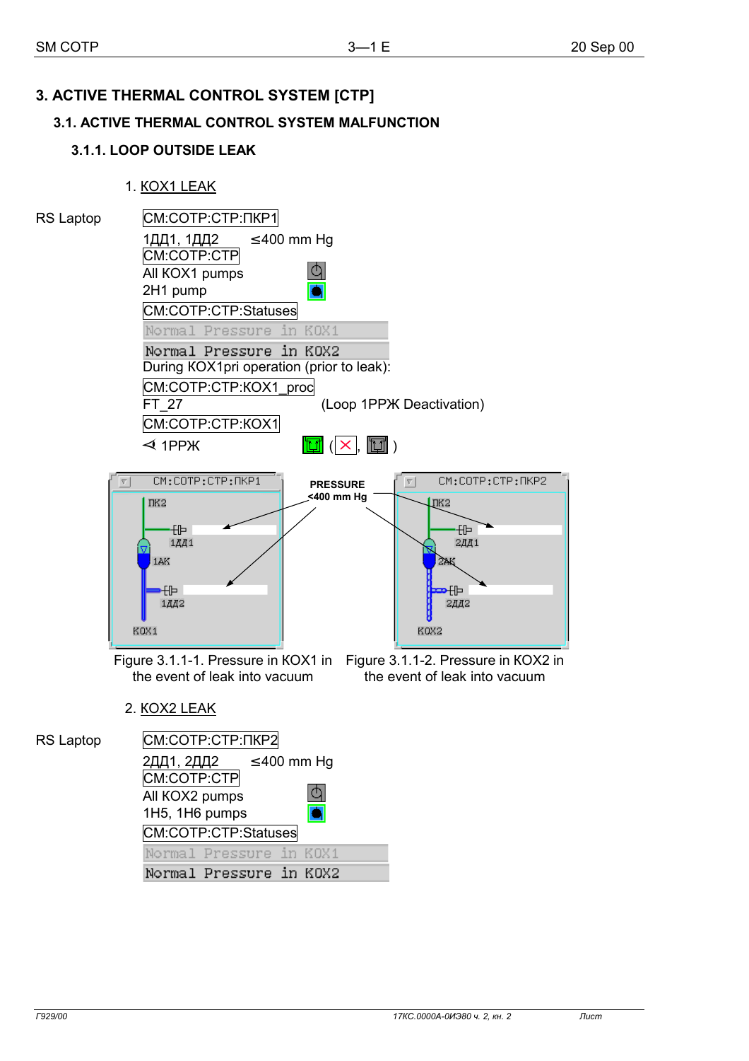# 3. ACTIVE THERMAL CONTROL SYSTEM [СТР]

## 3.1. ACTIVE THERMAL CONTROL SYSTEM MALFUNCTION

### 3.1.1. LOOP OUTSIDE LEAK

1. КОХ1 LEAK

RS Laptop

CM:COTP:CTP:ПКР1

1ДД1, 1ДД2 ≤400 mm Hg

CM:COTP:CTP

All КОХ1 pumps

2Н1 pump

CM:COTP:CTP:Statuses

Normal Pressure in КОХ1

Normal Pressure in КОХ2

During КОХ1pri operation (prior to leak):

CM:COTP:CTP:КОХ1_proc

FT_27 (Loop 1РРЖ Deactivation)

CM:COTP:CTP:КОХ1

1РРЖ ( , )

Figure 3.1.1-1. Pressure in КОХ1 in the event of leak into vacuum

Figure 3.1.1-2. Pressure in КОХ2 in the event of leak into vacuum

2. КОХ2 LEAK

RS Laptop

CM:COTP:CTP:ПКР2

2ДД1, 2ДД2 ≤400 mm Hg

CM:COTP:CTP

All КОХ2 pumps

1Н5, 1Н6 pumps

CM:COTP:CTP:Statuses

Normal Pressure in КОХ1

Normal Pressure in КОХ2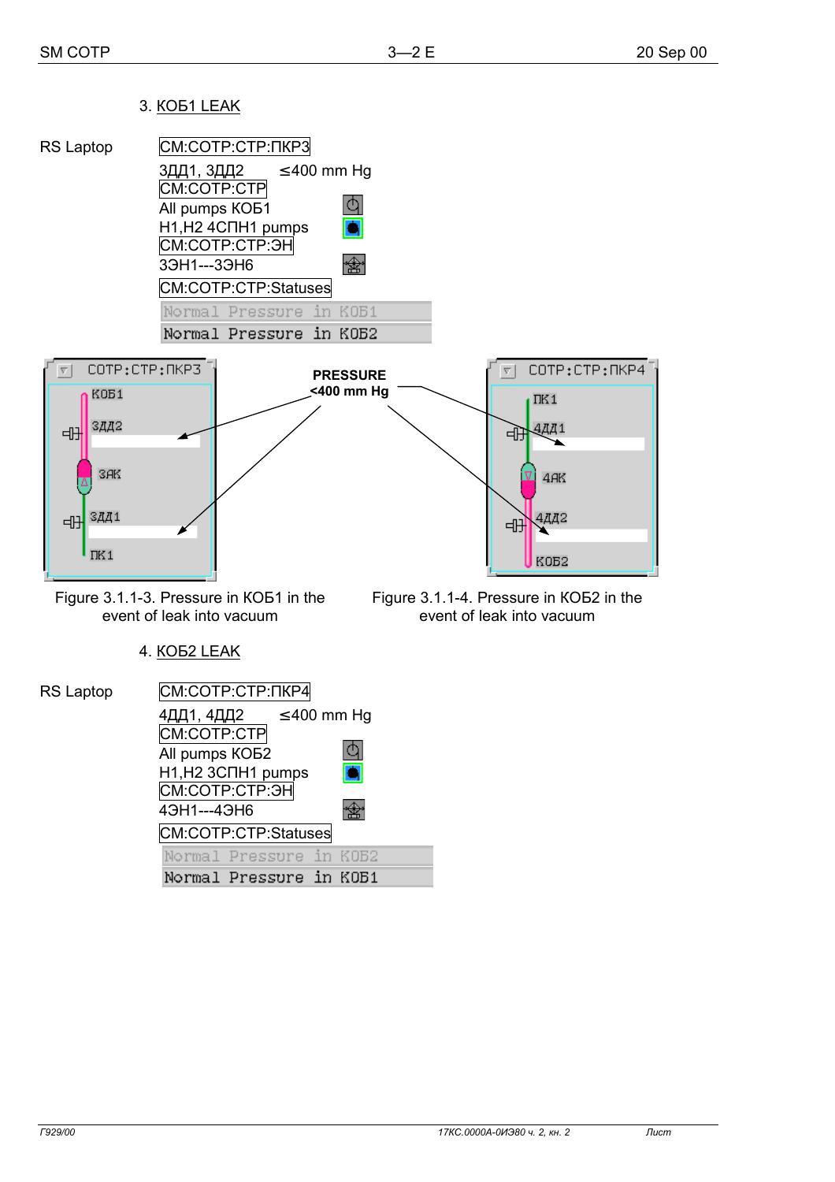3. КОБ1 LEAK

RS Laptop

CM:COTP:CTP:ПКР3

3ДД1, 3ДД2 ≤400 mm Hg

CM:COTP:CTP

All pumps КОБ1

H1,H2 4СПН1 pumps

CM:COTP:CTP:ЭН

3ЭН1---3ЭН6

CM:COTP:CTP:Statuses

Normal Pressure in КОБ1

Normal Pressure in КОБ2

Figure 3.1.1-3. Pressure in КОБ1 in the event of leak into vacuum

Figure 3.1.1-4. Pressure in КОБ2 in the event of leak into vacuum

4. КОБ2 LEAK

RS Laptop

CM:COTP:CTP:ПКР4

4ДД1, 4ДД2 ≤400 mm Hg

CM:COTP:CTP

All pumps КОБ2

H1,H2 3СПН1 pumps

CM:COTP:CTP:ЭН

4ЭН1---4ЭН6

CM:COTP:CTP:Statuses

Normal Pressure in КОБ2

Normal Pressure in КОБ1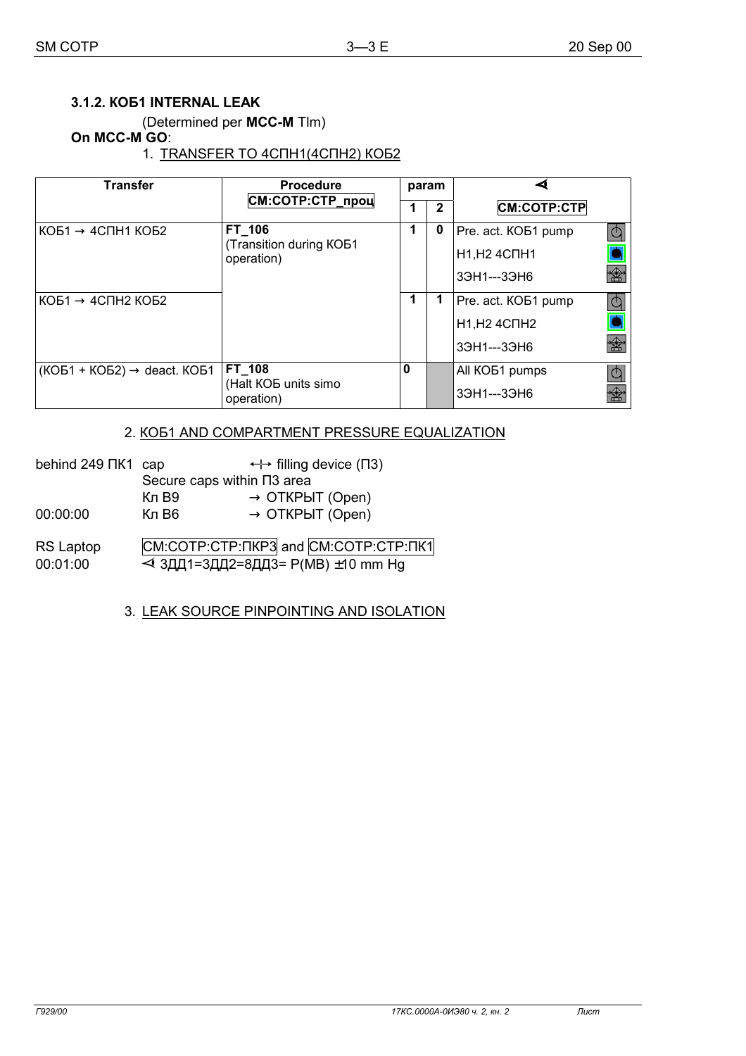### 3.1.2. КОБ1 INTERNAL LEAK

(Determined per **MCC-M** Tlm)

**On MCC-M GO**:

1. TRANSFER TO 4СПН1(4СПН2) КОБ2

| Transfer | Procedure СМ:СОТР:СТР_проц | param 1 | param 2 | ∢ СМ:СОТР:СТР | |
|---|---|---|---|---|---|
| КОБ1 → 4СПН1 КОБ2 | **FT_106** (Transition during КОБ1 operation) | **1** | **0** | Pre. act. КОБ1 pump<br>H1,H2 4СПН1<br>3ЭН1---3ЭН6 | |
| КОБ1 → 4СПН2 КОБ2 | | **1** | **1** | Pre. act. КОБ1 pump<br>H1,H2 4СПН2<br>3ЭН1---3ЭН6 | |
| (КОБ1 + КОБ2) → deact. КОБ1 | **FT_108** (Halt КОБ units simo operation) | **0** | | All КОБ1 pumps<br>3ЭН1---3ЭН6 | |

2. КОБ1 AND COMPARTMENT PRESSURE EQUALIZATION

| | | |
|---|---|---|
| behind 249 ПК1 | cap | ↔ filling device (П3) |
| | Secure caps within П3 area | |
| | Кл В9 | → ОТКРЫТ (Open) |
| 00:00:00 | Кл В6 | → ОТКРЫТ (Open) |
| RS Laptop | СМ:СОТР:СТР:ПКР3 and СМ:СОТР:СТР:ПК1 | |
| 00:01:00 | ∢ 3ДД1=3ДД2=8ДД3= P(МВ) ±10 mm Hg | |

3. LEAK SOURCE PINPOINTING AND ISOLATION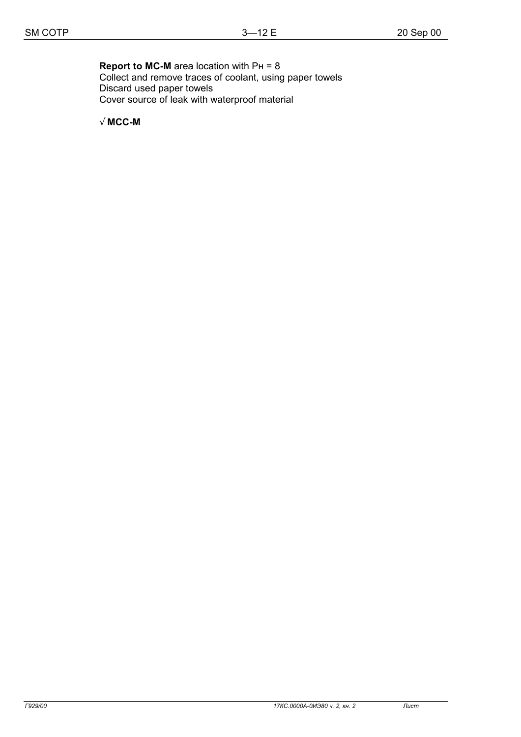**Report to MC-M** area location with $P_H = 8$
Collect and remove traces of coolant, using paper towels
Discard used paper towels
Cover source of leak with waterproof material

√ **MCC-M**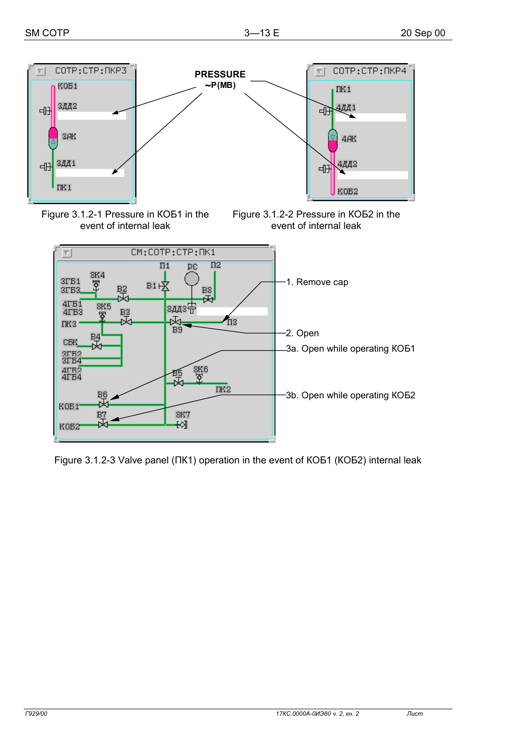PRESSURE
~P(MB)

Figure 3.1.2-1 Pressure in КОБ1 in the event of internal leak

Figure 3.1.2-2 Pressure in КОБ2 in the event of internal leak

1. Remove cap

2. Open

3a. Open while operating КОБ1

3b. Open while operating КОБ2

Figure 3.1.2-3 Valve panel (ПК1) operation in the event of КОБ1 (КОБ2) internal leak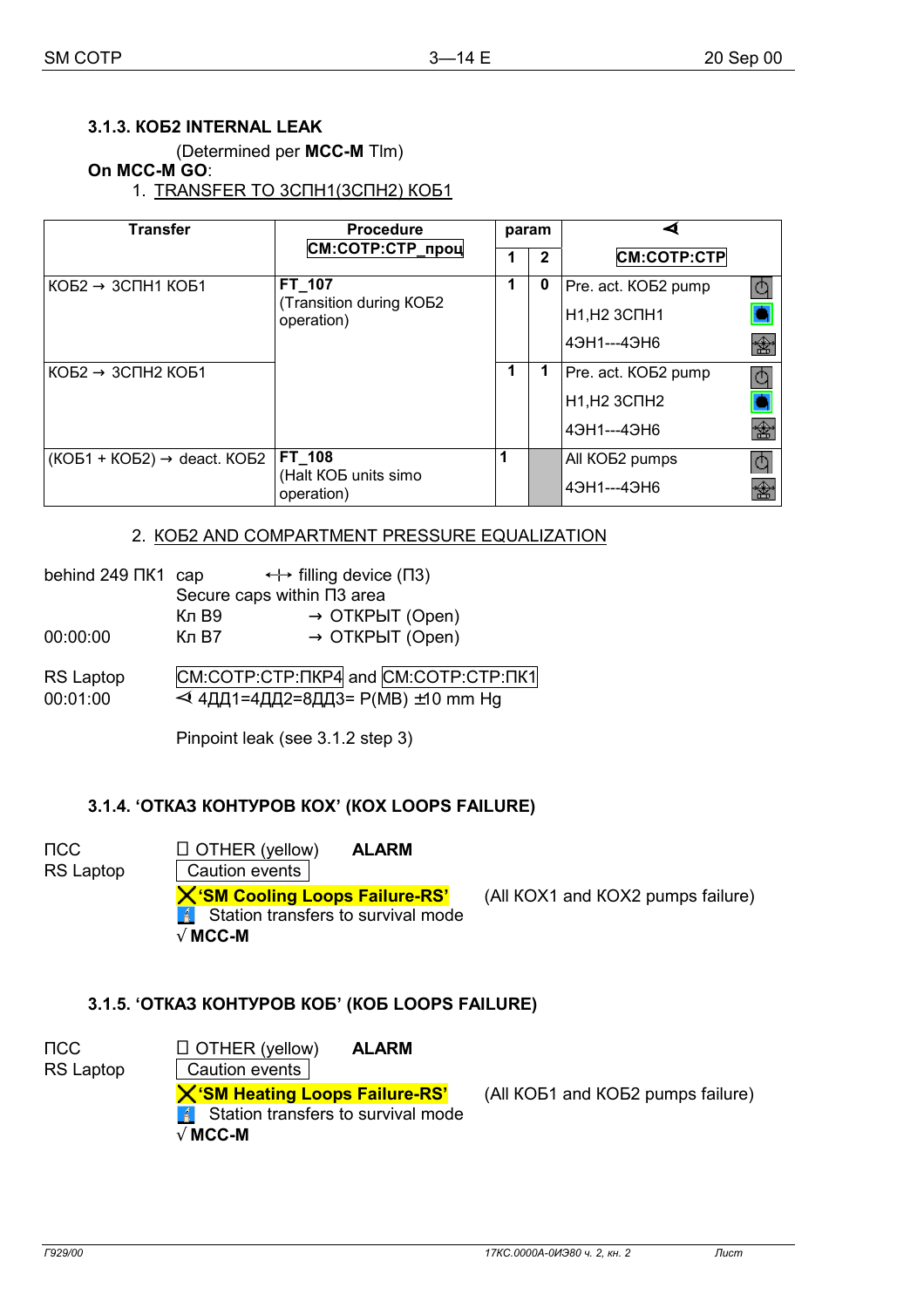### 3.1.3. КОБ2 INTERNAL LEAK

(Determined per **MCC-M** Tlm)

**On MCC-M GO**:

1. TRANSFER TO 3СПН1(3СПН2) КОБ1

| Transfer | Procedure CM:COTP:CTP_проц | param 1 | param 2 | ⊲ CM:COTP:CTP |
|---|---|---|---|---|
| КОБ2 → 3СПН1 КОБ1 | **FT_107** (Transition during КОБ2 operation) | 1 | 0 | Pre. act. КОБ2 pump<br>H1,H2 3СПН1<br>4ЭН1---4ЭН6 |
| КОБ2 → 3СПН2 КОБ1 | | 1 | 1 | Pre. act. КОБ2 pump<br>H1,H2 3СПН2<br>4ЭН1---4ЭН6 |
| (КОБ1 + КОБ2) → deact. КОБ2 | **FT_108** (Halt КОБ units simo operation) | 1 | | All КОБ2 pumps<br>4ЭН1---4ЭН6 |

2. КОБ2 AND COMPARTMENT PRESSURE EQUALIZATION

behind 249 ПК1 cap ↔ filling device (П3)
Secure caps within П3 area
Кл В9 → ОТКРЫТ (Open)
00:00:00 Кл В7 → ОТКРЫТ (Open)

RS Laptop CM:COTP:CTP:ПКР4 and CM:COTP:CTP:ПК1
00:01:00 ⊲ 4ДД1=4ДД2=8ДД3= P(MB) ±10 mm Hg

Pinpoint leak (see 3.1.2 step 3)

### 3.1.4. 'ОТКАЗ КОНТУРОВ КОХ' (КОХ LOOPS FAILURE)

ПСС ☐ OTHER (yellow) **ALARM**
RS Laptop Caution events
**'SM Cooling Loops Failure-RS'** (All КОХ1 and КОХ2 pumps failure)
Station transfers to survival mode
√ **MCC-M**

### 3.1.5. 'ОТКАЗ КОНТУРОВ КОБ' (КОБ LOOPS FAILURE)

ПСС ☐ OTHER (yellow) **ALARM**
RS Laptop Caution events
**'SM Heating Loops Failure-RS'** (All КОБ1 and КОБ2 pumps failure)
Station transfers to survival mode
√ **MCC-M**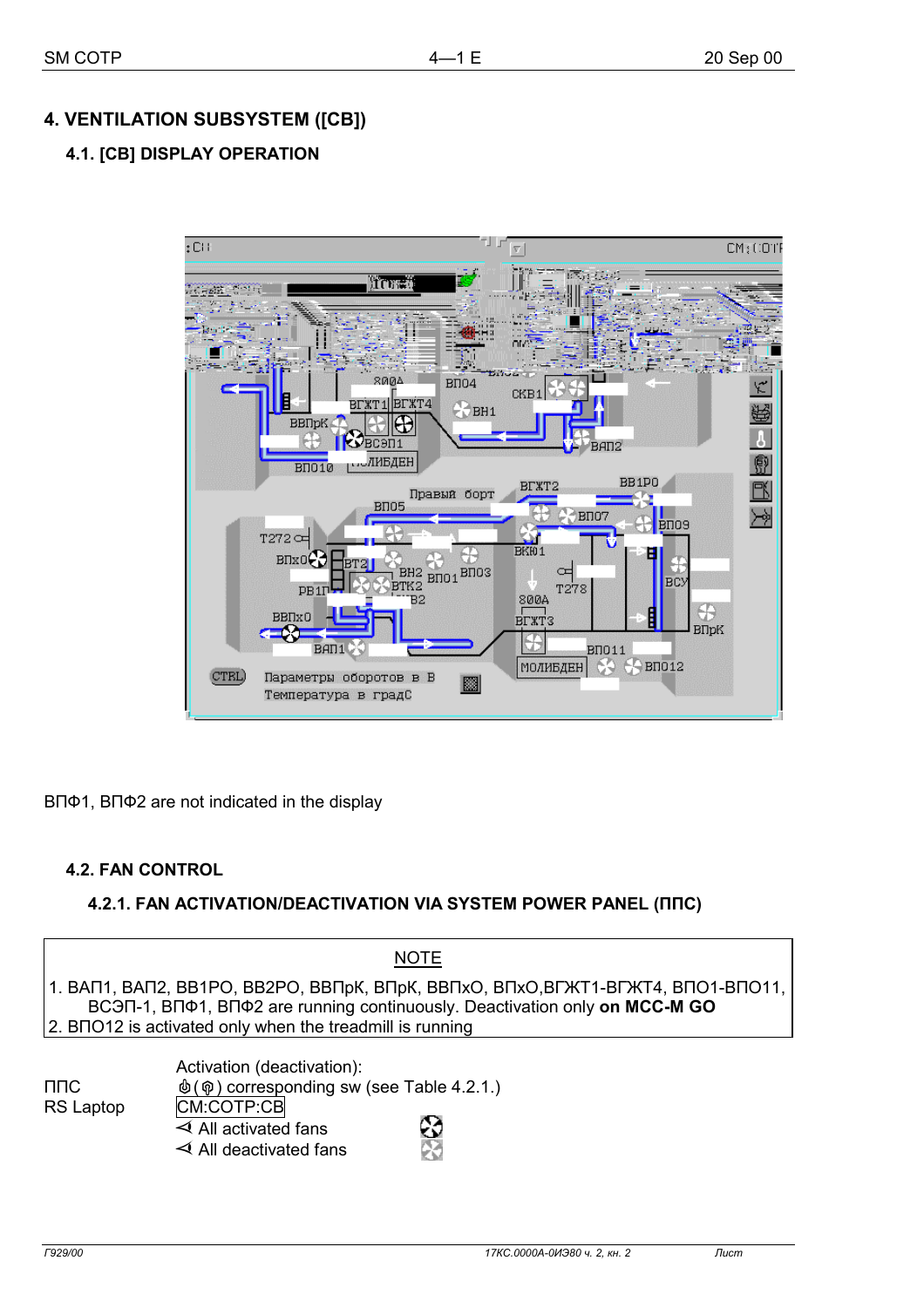# 4. VENTILATION SUBSYSTEM ([CB])

## 4.1. [CB] DISPLAY OPERATION

ВПФ1, ВПФ2 are not indicated in the display

## 4.2. FAN CONTROL

### 4.2.1. FAN ACTIVATION/DEACTIVATION VIA SYSTEM POWER PANEL (ППС)

NOTE

1. ВАП1, ВАП2, ВВ1РО, ВВ2РО, ВВПрК, ВПрК, ВВПхО, ВПхО,ВГЖТ1-ВГЖТ4, ВПО1-ВПО11, ВСЭП-1, ВПФ1, ВПФ2 are running continuously. Deactivation only **on MCC-M GO**
2. ВПО12 is activated only when the treadmill is running

| | Activation (deactivation): |
|---|---|
| ППС | ⏻ (⏻) corresponding sw (see Table 4.2.1.) |
| RS Laptop | CM:COTP:CB |
| | ◁ All activated fans |
| | ◁ All deactivated fans |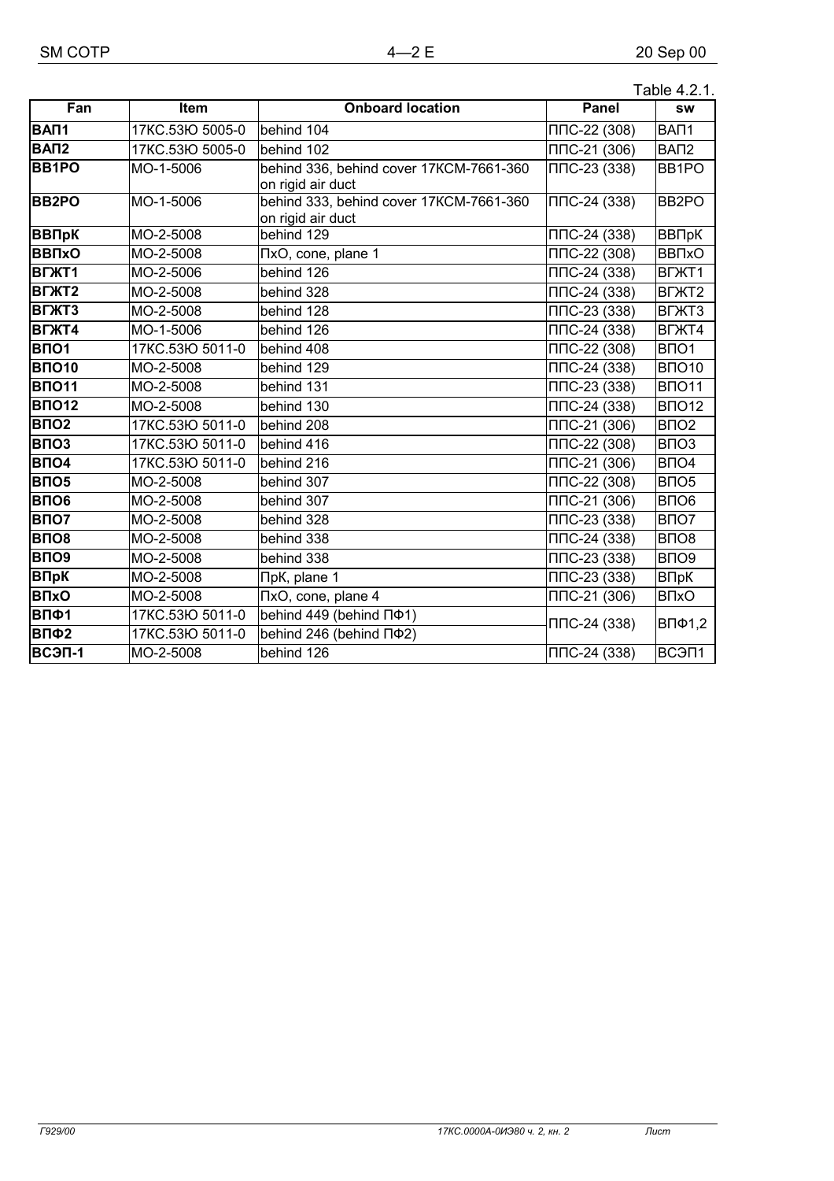Table 4.2.1.

| Fan | Item | Onboard location | Panel | sw |
|---|---|---|---|---|
| **ВАП1** | 17КС.53Ю 5005-0 | behind 104 | ППС-22 (308) | ВАП1 |
| **ВАП2** | 17КС.53Ю 5005-0 | behind 102 | ППС-21 (306) | ВАП2 |
| **ВВ1РО** | МО-1-5006 | behind 336, behind cover 17КСМ-7661-360 on rigid air duct | ППС-23 (338) | ВВ1РО |
| **ВВ2РО** | МО-1-5006 | behind 333, behind cover 17КСМ-7661-360 on rigid air duct | ППС-24 (338) | ВВ2РО |
| **ВВПрК** | МО-2-5008 | behind 129 | ППС-24 (338) | ВВПрК |
| **ВВПхО** | МО-2-5008 | ПхО, cone, plane 1 | ППС-22 (308) | ВВПхО |
| **ВГЖТ1** | МО-2-5006 | behind 126 | ППС-24 (338) | ВГЖТ1 |
| **ВГЖТ2** | МО-2-5008 | behind 328 | ППС-24 (338) | ВГЖТ2 |
| **ВГЖТ3** | МО-2-5008 | behind 128 | ППС-23 (338) | ВГЖТ3 |
| **ВГЖТ4** | МО-1-5006 | behind 126 | ППС-24 (338) | ВГЖТ4 |
| **ВПО1** | 17КС.53Ю 5011-0 | behind 408 | ППС-22 (308) | ВПО1 |
| **ВПО10** | МО-2-5008 | behind 129 | ППС-24 (338) | ВПО10 |
| **ВПО11** | МО-2-5008 | behind 131 | ППС-23 (338) | ВПО11 |
| **ВПО12** | МО-2-5008 | behind 130 | ППС-24 (338) | ВПО12 |
| **ВПО2** | 17КС.53Ю 5011-0 | behind 208 | ППС-21 (306) | ВПО2 |
| **ВПО3** | 17КС.53Ю 5011-0 | behind 416 | ППС-22 (308) | ВПО3 |
| **ВПО4** | 17КС.53Ю 5011-0 | behind 216 | ППС-21 (306) | ВПО4 |
| **ВПО5** | МО-2-5008 | behind 307 | ППС-22 (308) | ВПО5 |
| **ВПО6** | МО-2-5008 | behind 307 | ППС-21 (306) | ВПО6 |
| **ВПО7** | МО-2-5008 | behind 328 | ППС-23 (338) | ВПО7 |
| **ВПО8** | МО-2-5008 | behind 338 | ППС-24 (338) | ВПО8 |
| **ВПО9** | МО-2-5008 | behind 338 | ППС-23 (338) | ВПО9 |
| **ВПрК** | МО-2-5008 | ПрК, plane 1 | ППС-23 (338) | ВПрК |
| **ВПхО** | МО-2-5008 | ПхО, cone, plane 4 | ППС-21 (306) | ВПхО |
| **ВПФ1** | 17КС.53Ю 5011-0 | behind 449 (behind ПФ1) | ППС-24 (338) | ВПФ1,2 |
| **ВПФ2** | 17КС.53Ю 5011-0 | behind 246 (behind ПФ2) | | |
| **ВСЭП-1** | МО-2-5008 | behind 126 | ППС-24 (338) | ВСЭП1 |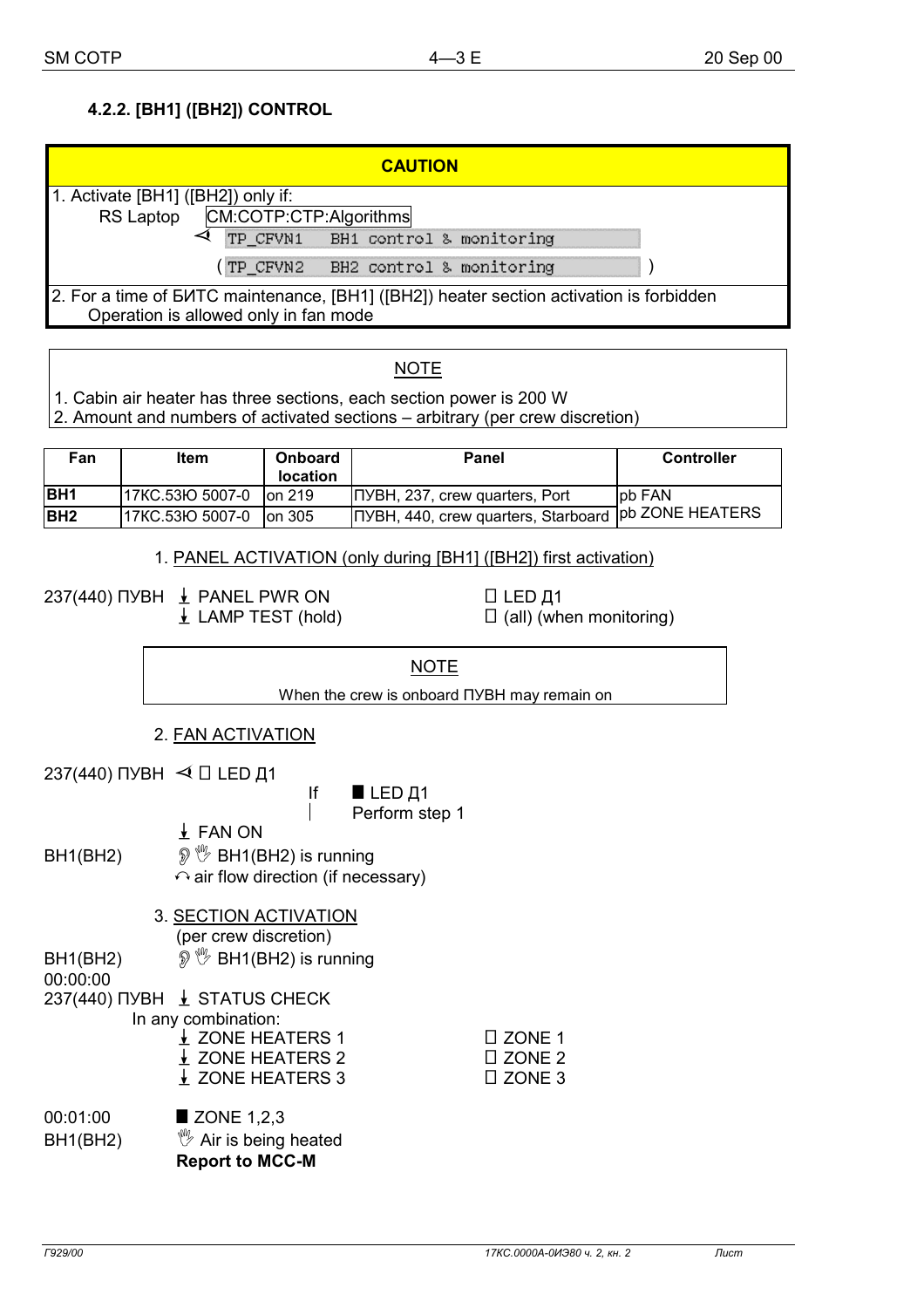### 4.2.2. [BH1] ([BH2]) CONTROL

| CAUTION |
|---|
| 1. Activate [BH1] ([BH2]) only if:<br>RS Laptop CM:COTP:CTP:Algorithms<br>⊲ TP_CFVN1 BH1 control & monitoring<br>( TP_CFVN2 BH2 control & monitoring ) |
| 2. For a time of БИТС maintenance, [BH1] ([BH2]) heater section activation is forbidden<br>Operation is allowed only in fan mode |

| NOTE |
|---|
| 1. Cabin air heater has three sections, each section power is 200 W<br>2. Amount and numbers of activated sections – arbitrary (per crew discretion) |

| Fan | Item | Onboard location | Panel | Controller |
|---|---|---|---|---|
| **BH1** | 17КС.53Ю 5007-0 | on 219 | ПУВН, 237, crew quarters, Port | pb FAN<br>pb ZONE HEATERS |
| **BH2** | 17КС.53Ю 5007-0 | on 305 | ПУВН, 440, crew quarters, Starboard | |

1. PANEL ACTIVATION (only during [BH1] ([BH2]) first activation)

237(440) ПУВН ↓ PANEL PWR ON — □ LED Д1
↓ LAMP TEST (hold) — □ (all) (when monitoring)

| NOTE |
|---|
| When the crew is onboard ПУВН may remain on |

2. FAN ACTIVATION

237(440) ПУВН ⊲ □ LED Д1

If ■ LED Д1
Perform step 1

↓ FAN ON

BH1(BH2) BH1(BH2) is running
↶ air flow direction (if necessary)

3. SECTION ACTIVATION
(per crew discretion)

BH1(BH2) BH1(BH2) is running
00:00:00
237(440) ПУВН ↓ STATUS CHECK
In any combination:
↓ ZONE HEATERS 1 — □ ZONE 1
↓ ZONE HEATERS 2 — □ ZONE 2
↓ ZONE HEATERS 3 — □ ZONE 3

00:01:00 ■ ZONE 1,2,3
BH1(BH2) Air is being heated
**Report to MCC-M**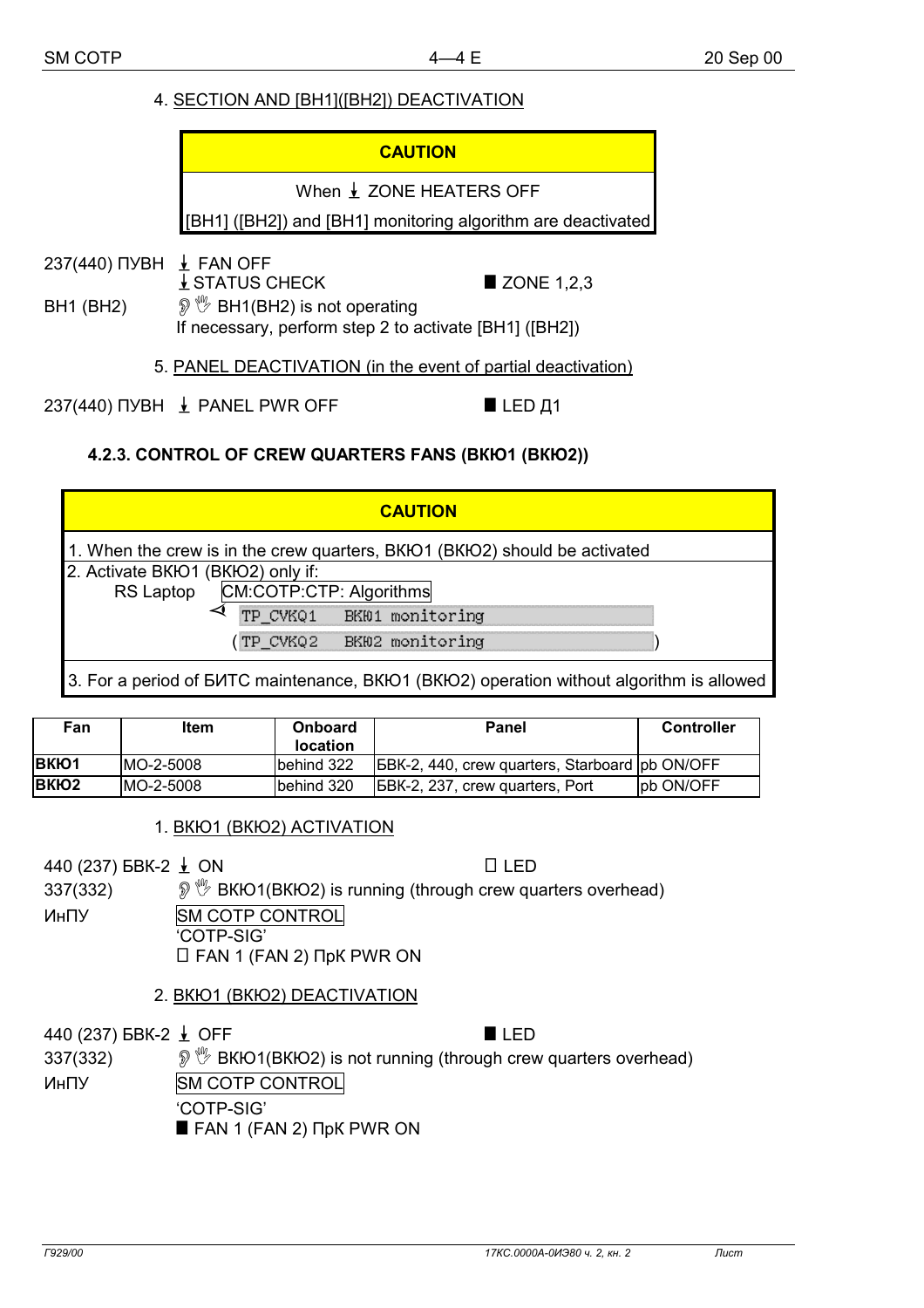4. SECTION AND [BH1]([BH2]) DEACTIVATION

| CAUTION |
|---|
| When ⭳ ZONE HEATERS OFF<br>[BH1] ([BH2]) and [BH1] monitoring algorithm are deactivated |

237(440) ПУВН ⭳ FAN OFF
⭳ STATUS CHECK ■ ZONE 1,2,3

BH1 (BH2) BH1(BH2) is not operating
If necessary, perform step 2 to activate [BH1] ([BH2])

5. PANEL DEACTIVATION (in the event of partial deactivation)

237(440) ПУВН ⭳ PANEL PWR OFF ■ LED Д1

### 4.2.3. CONTROL OF CREW QUARTERS FANS (ВКЮ1 (ВКЮ2))

| CAUTION |
|---|
| 1. When the crew is in the crew quarters, ВКЮ1 (ВКЮ2) should be activated |
| 2. Activate ВКЮ1 (ВКЮ2) only if:<br>RS Laptop CM:COTP:CTP: Algorithms<br>◁ TP_CVKQ1 ВКЮ1 monitoring<br>(TP_CVKQ2 ВКЮ2 monitoring) |
| 3. For a period of БИТС maintenance, ВКЮ1 (ВКЮ2) operation without algorithm is allowed |

| Fan | Item | Onboard location | Panel | Controller |
|---|---|---|---|---|
| **ВКЮ1** | MO-2-5008 | behind 322 | БВК-2, 440, crew quarters, Starboard | pb ON/OFF |
| **ВКЮ2** | MO-2-5008 | behind 320 | БВК-2, 237, crew quarters, Port | pb ON/OFF |

1. ВКЮ1 (ВКЮ2) ACTIVATION

440 (237) БВК-2 ⭳ ON □ LED

337(332) ВКЮ1(ВКЮ2) is running (through crew quarters overhead)

ИнПУ SM COTP CONTROL
'COTP-SIG'
□ FAN 1 (FAN 2) ПрК PWR ON

2. ВКЮ1 (ВКЮ2) DEACTIVATION

440 (237) БВК-2 ⭳ OFF ■ LED

337(332) ВКЮ1(ВКЮ2) is not running (through crew quarters overhead)

ИнПУ SM COTP CONTROL
'COTP-SIG'
■ FAN 1 (FAN 2) ПрК PWR ON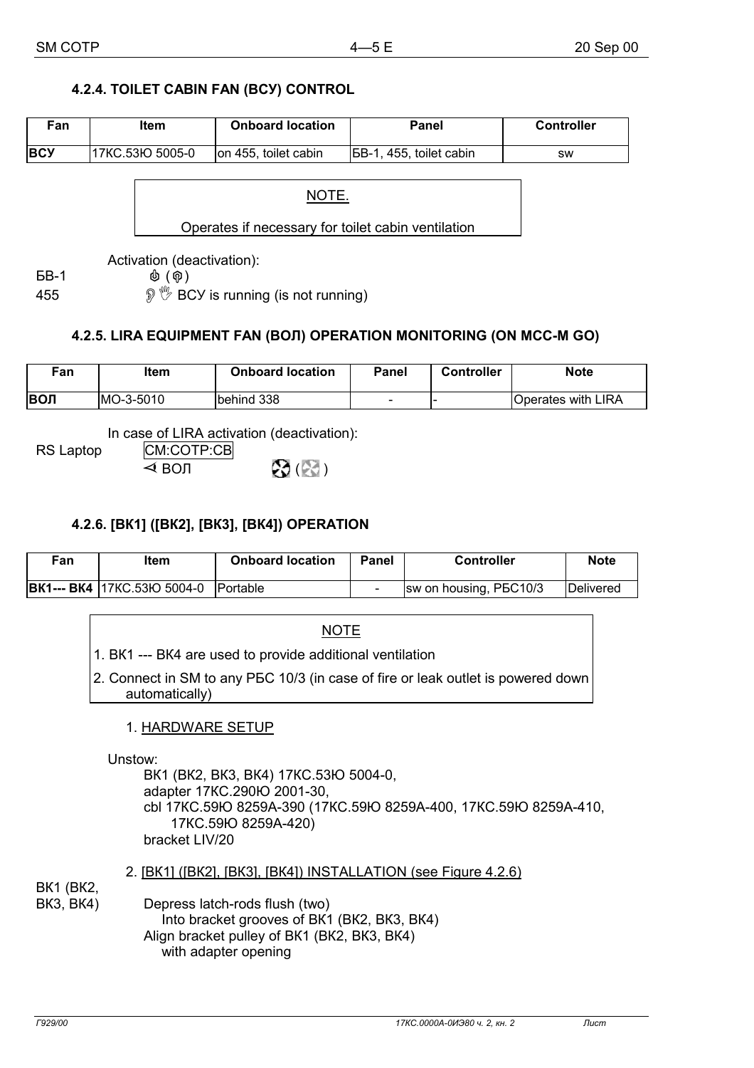### 4.2.4. TOILET CABIN FAN (ВСУ) CONTROL

| Fan | Item | Onboard location | Panel | Controller |
|---|---|---|---|---|
| **ВСУ** | 17КС.53Ю 5005-0 | on 455, toilet cabin | БВ-1, 455, toilet cabin | sw |

> NOTE.
>
> Operates if necessary for toilet cabin ventilation

Activation (deactivation):

БВ-1 ⏻ (⏻)

455 👂 ✋ ВСУ is running (is not running)

### 4.2.5. LIRA EQUIPMENT FAN (ВОЛ) OPERATION MONITORING (ON MCC-M GO)

| Fan | Item | Onboard location | Panel | Controller | Note |
|---|---|---|---|---|---|
| **ВОЛ** | MO-3-5010 | behind 338 | - | - | Operates with LIRA |

In case of LIRA activation (deactivation):

RS Laptop CM:COTP:CB

⊲ ВОЛ ✇ (✇)

### 4.2.6. [ВК1] ([ВК2], [ВК3], [ВК4]) OPERATION

| Fan | Item | Onboard location | Panel | Controller | Note |
|---|---|---|---|---|---|
| **ВК1--- ВК4** | 17КС.53Ю 5004-0 | Portable | - | sw on housing, РБС10/3 | Delivered |

> NOTE
>
> 1. ВК1 --- ВК4 are used to provide additional ventilation
> 2. Connect in SM to any РБС 10/3 (in case of fire or leak outlet is powered down automatically)

1. HARDWARE SETUP

Unstow:
- ВК1 (ВК2, ВК3, ВК4) 17КС.53Ю 5004-0,
- adapter 17КС.290Ю 2001-30,
- cbl 17КС.59Ю 8259А-390 (17КС.59Ю 8259А-400, 17КС.59Ю 8259А-410, 17КС.59Ю 8259А-420)
- bracket LIV/20

2. [ВК1] ([ВК2], [ВК3], [ВК4]) INSTALLATION (see Figure 4.2.6)

ВК1 (ВК2, ВК3, ВК4)

Depress latch-rods flush (two)
Into bracket grooves of ВК1 (ВК2, ВК3, ВК4)
Align bracket pulley of ВК1 (ВК2, ВК3, ВК4)
with adapter opening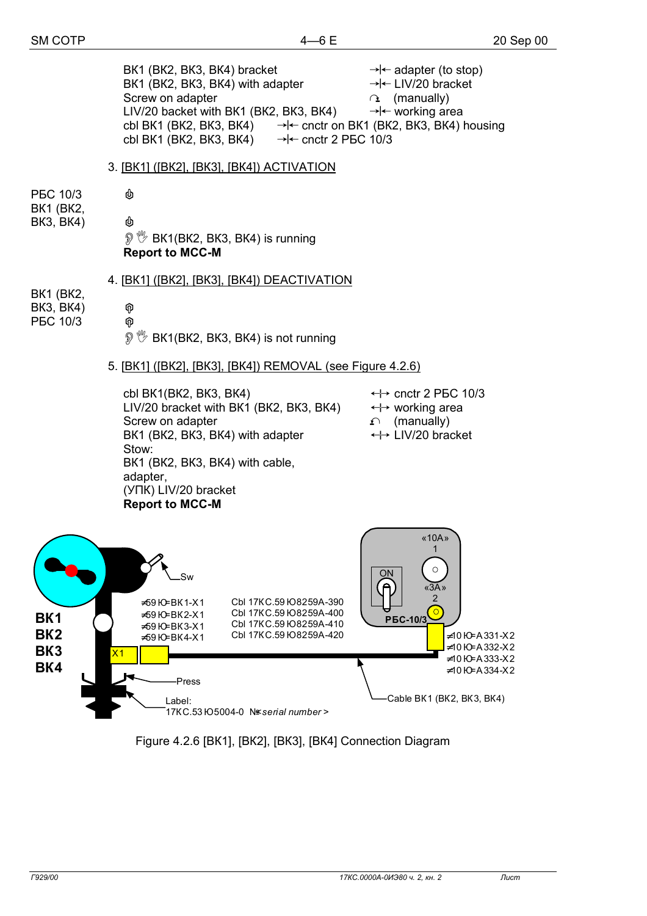ВК1 (ВК2, ВК3, ВК4) bracket →|← adapter (to stop)
ВК1 (ВК2, ВК3, ВК4) with adapter →|← LIV/20 bracket
Screw on adapter ↷ (manually)
LIV/20 backet with ВК1 (ВК2, ВК3, ВК4) →|← working area
cbl ВК1 (ВК2, ВК3, ВК4) →|← cnctr on ВК1 (ВК2, ВК3, ВК4) housing
cbl ВК1 (ВК2, ВК3, ВК4) →|← cnctr 2 РБС 10/3

3. [ВК1] ([ВК2], [ВК3], [ВК4]) ACTIVATION

РБС 10/3 ⏻

ВК1 (ВК2, ВК3, ВК4) ⏻

ВК1(ВК2, ВК3, ВК4) is running

**Report to MCC-M**

4. [ВК1] ([ВК2], [ВК3], [ВК4]) DEACTIVATION

ВК1 (ВК2, ВК3, ВК4) ⏼

РБС 10/3 ⏼

ВК1(ВК2, ВК3, ВК4) is not running

5. [ВК1] ([ВК2], [ВК3], [ВК4]) REMOVAL (see Figure 4.2.6)

cbl ВК1(ВК2, ВК3, ВК4) ←|→ cnctr 2 РБС 10/3
LIV/20 bracket with ВК1 (ВК2, ВК3, ВК4) ←|→ working area
Screw on adapter ↶ (manually)
ВК1 (ВК2, ВК3, ВК4) with adapter ←|→ LIV/20 bracket
Stow:
ВК1 (ВК2, ВК3, ВК4) with cable,
adapter,
(УПК) LIV/20 bracket

**Report to MCC-M**

Sw

№59Ю-ВК1-Х1 Cbl 17КС.59Ю8259А-390
№59Ю-ВК2-Х1 Cbl 17КС.59Ю8259А-400
№59Ю-ВК3-Х1 Cbl 17КС.59Ю8259А-410
№59Ю-ВК4-Х1 Cbl 17КС.59Ю8259А-420

ВК1
ВК2
ВК3
ВК4

Х1

Press

Label:
17КС.53Ю5004-0 №<*serial number*>

«10А» 1
ON
«3А» 2
РБС-10/3

№10Ю-А331-Х2
№10Ю-А332-Х2
№10Ю-А333-Х2
№10Ю-А334-Х2

Cable ВК1 (ВК2, ВК3, ВК4)

Figure 4.2.6 [ВК1], [ВК2], [ВК3], [ВК4] Connection Diagram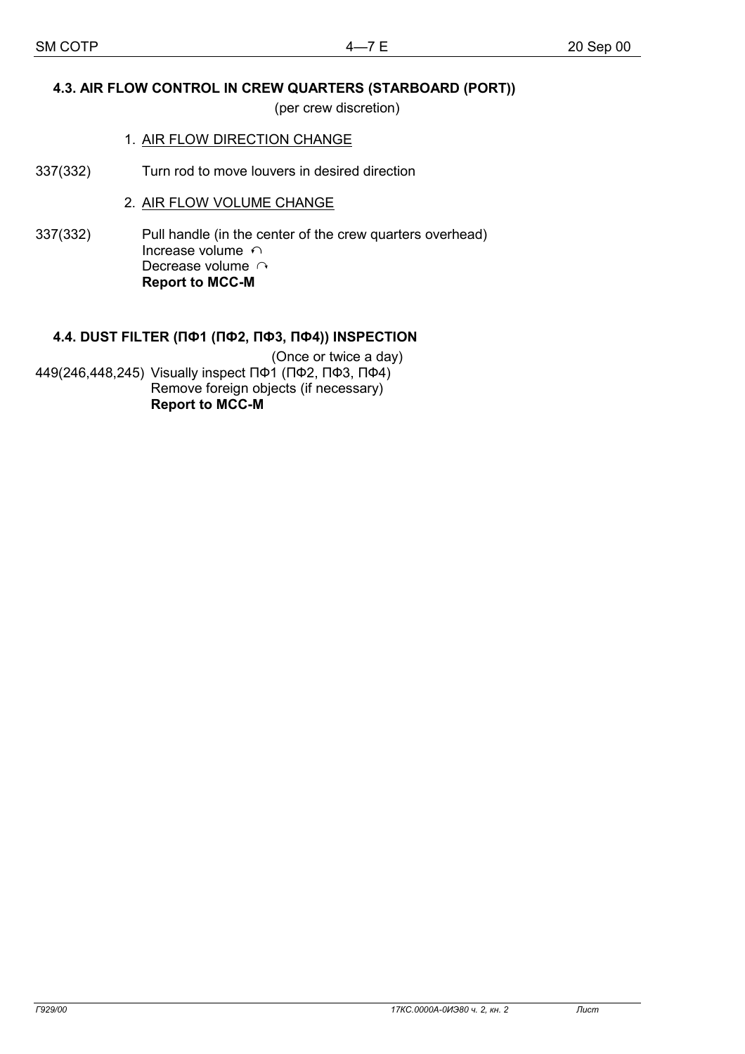### 4.3. AIR FLOW CONTROL IN CREW QUARTERS (STARBOARD (PORT))

(per crew discretion)

1. AIR FLOW DIRECTION CHANGE

337(332) Turn rod to move louvers in desired direction

2. AIR FLOW VOLUME CHANGE

337(332) Pull handle (in the center of the crew quarters overhead)
Increase volume ↶
Decrease volume ↷
**Report to MCC-M**

### 4.4. DUST FILTER (ПФ1 (ПФ2, ПФ3, ПФ4)) INSPECTION

(Once or twice a day)

449(246,448,245) Visually inspect ПФ1 (ПФ2, ПФ3, ПФ4)
Remove foreign objects (if necessary)
**Report to MCC-M**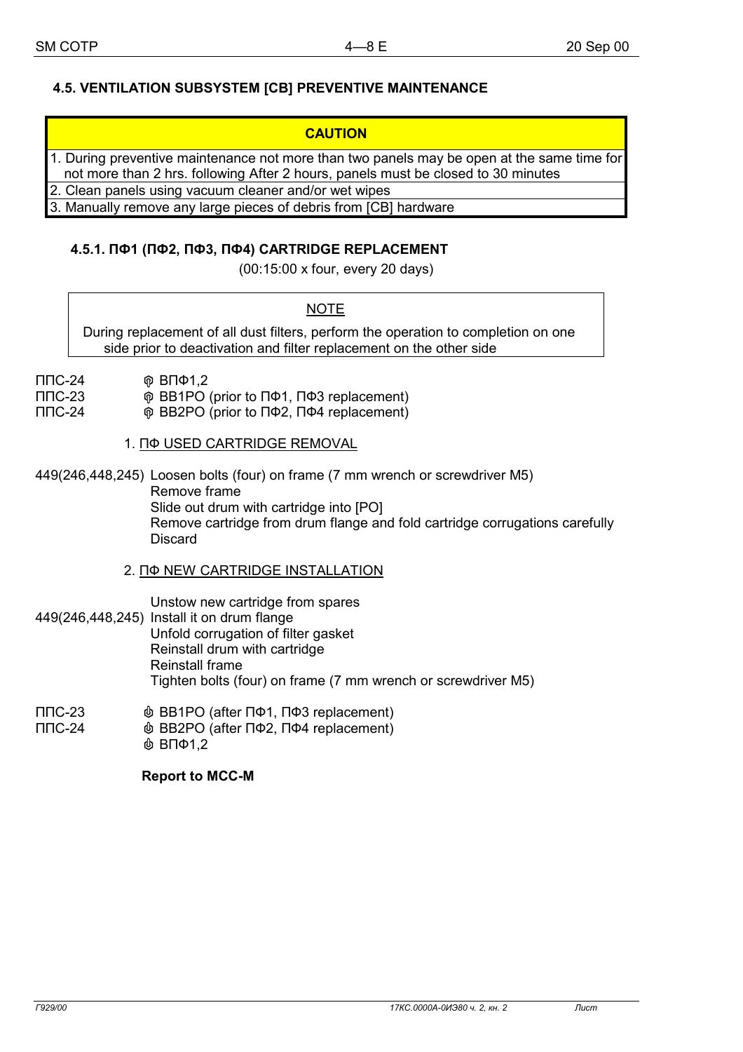## 4.5. VENTILATION SUBSYSTEM [CB] PREVENTIVE MAINTENANCE

| CAUTION |
|---|
| 1. During preventive maintenance not more than two panels may be open at the same time for not more than 2 hrs. following After 2 hours, panels must be closed to 30 minutes |
| 2. Clean panels using vacuum cleaner and/or wet wipes |
| 3. Manually remove any large pieces of debris from [CB] hardware |

### 4.5.1. ПФ1 (ПФ2, ПФ3, ПФ4) CARTRIDGE REPLACEMENT

(00:15:00 x four, every 20 days)

> NOTE
>
> During replacement of all dust filters, perform the operation to completion on one side prior to deactivation and filter replacement on the other side

ППС-24 ⏻ ВПФ1,2
ППС-23 ⏻ ВВ1РО (prior to ПФ1, ПФ3 replacement)
ППС-24 ⏻ ВВ2РО (prior to ПФ2, ПФ4 replacement)

1. ПФ USED CARTRIDGE REMOVAL

449(246,448,245) Loosen bolts (four) on frame (7 mm wrench or screwdriver M5)
Remove frame
Slide out drum with cartridge into [РО]
Remove cartridge from drum flange and fold cartridge corrugations carefully
Discard

2. ПФ NEW CARTRIDGE INSTALLATION

Unstow new cartridge from spares
449(246,448,245) Install it on drum flange
Unfold corrugation of filter gasket
Reinstall drum with cartridge
Reinstall frame
Tighten bolts (four) on frame (7 mm wrench or screwdriver M5)

ППС-23 ⏻ ВВ1РО (after ПФ1, ПФ3 replacement)
ППС-24 ⏻ ВВ2РО (after ПФ2, ПФ4 replacement)
⏻ ВПФ1,2

**Report to MCC-M**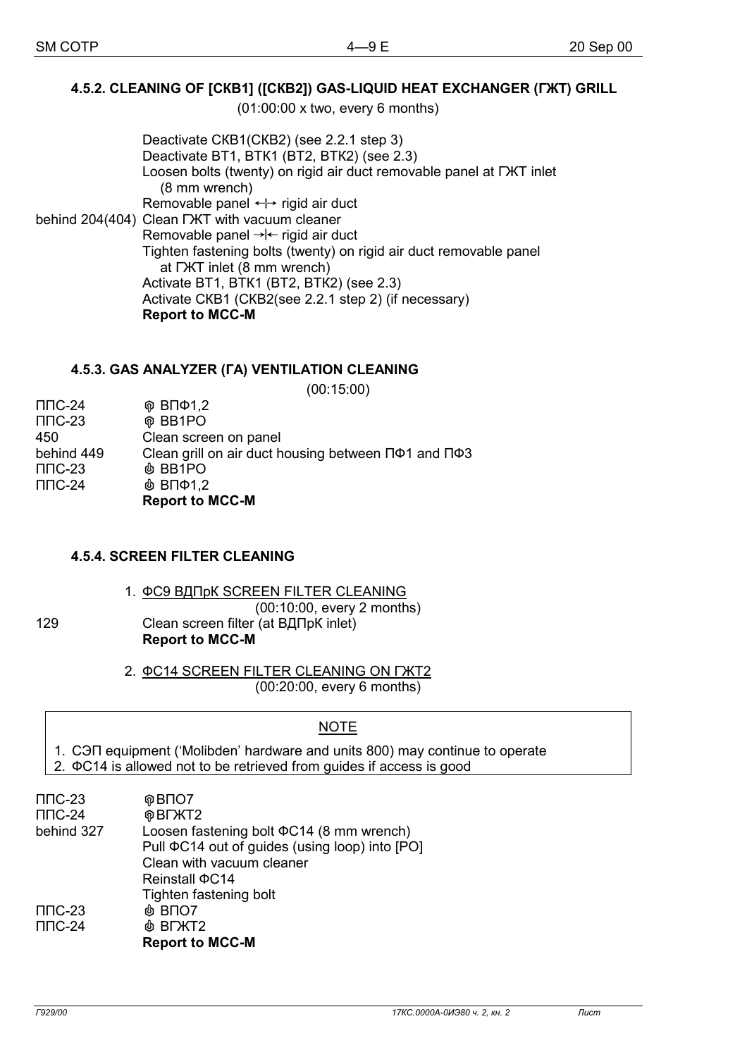#### 4.5.2. CLEANING OF [СКВ1] ([СКВ2]) GAS-LIQUID HEAT EXCHANGER (ГЖТ) GRILL

(01:00:00 x two, every 6 months)

| | |
|---|---|
| | Deactivate СКВ1(СКВ2) (see 2.2.1 step 3) |
| | Deactivate ВТ1, ВТК1 (ВТ2, ВТК2) (see 2.3) |
| | Loosen bolts (twenty) on rigid air duct removable panel at ГЖТ inlet (8 mm wrench) |
| | Removable panel ↔ rigid air duct |
| behind 204(404) | Clean ГЖТ with vacuum cleaner |
| | Removable panel →\|← rigid air duct |
| | Tighten fastening bolts (twenty) on rigid air duct removable panel at ГЖТ inlet (8 mm wrench) |
| | Activate ВТ1, ВТК1 (ВТ2, ВТК2) (see 2.3) |
| | Activate СКВ1 (СКВ2(see 2.2.1 step 2) (if necessary) |
| | **Report to MCC-M** |

#### 4.5.3. GAS ANALYZER (ГА) VENTILATION CLEANING

(00:15:00)

| | |
|---|---|
| ППС-24 | ⊙ ВПФ1,2 |
| ППС-23 | ⊙ ВВ1РО |
| 450 | Clean screen on panel |
| behind 449 | Clean grill on air duct housing between ПФ1 and ПФ3 |
| ППС-23 | ⊙ ВВ1РО |
| ППС-24 | ⊙ ВПФ1,2 |
| | **Report to MCC-M** |

#### 4.5.4. SCREEN FILTER CLEANING

1. ФС9 ВДПрК SCREEN FILTER CLEANING

(00:10:00, every 2 months)

| | |
|---|---|
| 129 | Clean screen filter (at ВДПрК inlet) |
| | **Report to MCC-M** |

2. ФС14 SCREEN FILTER CLEANING ON ГЖТ2

(00:20:00, every 6 months)

> NOTE
>
> 1. СЭП equipment ('Molibden' hardware and units 800) may continue to operate
> 2. ФС14 is allowed not to be retrieved from guides if access is good

| | |
|---|---|
| ППС-23 | ⊙ВПО7 |
| ППС-24 | ⊙ВГЖТ2 |
| behind 327 | Loosen fastening bolt ФС14 (8 mm wrench) |
| | Pull ФС14 out of guides (using loop) into [РО] |
| | Clean with vacuum cleaner |
| | Reinstall ФС14 |
| | Tighten fastening bolt |
| ППС-23 | ⊙ ВПО7 |
| ППС-24 | ⊙ ВГЖТ2 |
| | **Report to MCC-M** |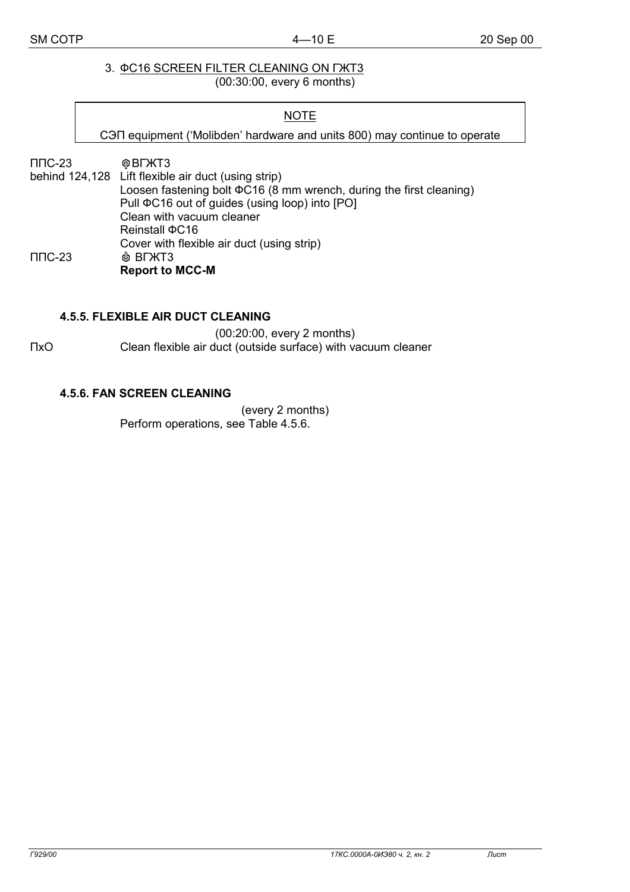3. ФС16 SCREEN FILTER CLEANING ON ГЖТ3
(00:30:00, every 6 months)

| NOTE |
| --- |
| СЭП equipment ('Molibden' hardware and units 800) may continue to operate |

| | |
| --- | --- |
| ППС-23 | ⏻ ВГЖТ3 |
| behind 124,128 | Lift flexible air duct (using strip) |
| | Loosen fastening bolt ФС16 (8 mm wrench, during the first cleaning) |
| | Pull ФС16 out of guides (using loop) into [PO] |
| | Clean with vacuum cleaner |
| | Reinstall ФС16 |
| | Cover with flexible air duct (using strip) |
| ППС-23 | ⏻ ВГЖТ3 |
| | **Report to MCC-M** |

### 4.5.5. FLEXIBLE AIR DUCT CLEANING

(00:20:00, every 2 months)

| | |
| --- | --- |
| ПхО | Clean flexible air duct (outside surface) with vacuum cleaner |

### 4.5.6. FAN SCREEN CLEANING

(every 2 months)

Perform operations, see Table 4.5.6.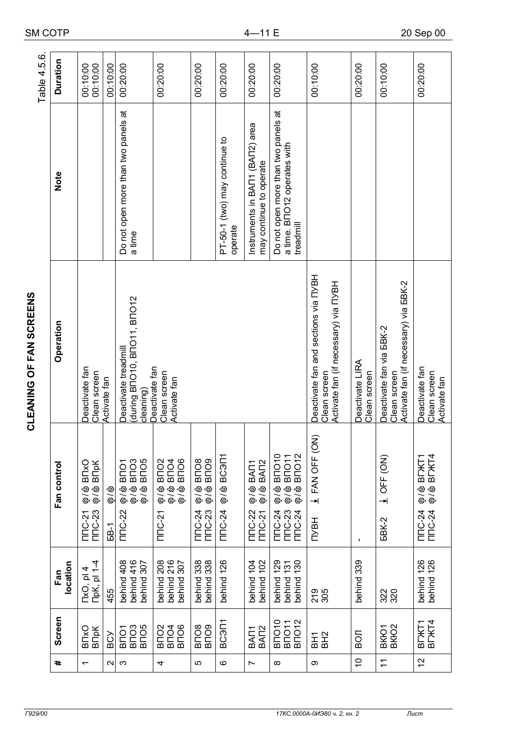Table 4.5.6.

# CLEANING OF FAN SCREENS

| # | Screen | Fan location | Fan control | Operation | Note | Duration |
|---|---|---|---|---|---|---|
| 1 | ВПхО<br>ВПрК | ПхО, pl 4<br>ПрК, pl 1-4 | ППС-21 ⏻/⏻ ВПхО<br>ППС-23 ⏻/⏻ ВПрК | Deactivate fan<br>Clean screen<br>Activate fan | | 00:10:00<br>00:10:00 |
| 2 | ВСУ | 455 | БВ-1 ⏻/⏻ | | | 00:10:00 |
| 3 | ВПО1<br>ВПО3<br>ВПО5 | behind 408<br>behind 416<br>behind 307 | ППС-22 ⏻/⏻ ВПО1<br>⏻/⏻ ВПО3<br>⏻/⏻ ВПО5 | Deactivate treadmill (during ВПО10, ВПО11, ВПО12 cleaning)<br>Deactivate fan<br>Clean screen<br>Activate fan | Do not open more than two panels at a time | 00:20:00 |
| 4 | ВПО2<br>ВПО4<br>ВПО6 | behind 208<br>behind 216<br>behind 307 | ППС-21 ⏻/⏻ ВПО2<br>⏻/⏻ ВПО4<br>⏻/⏻ ВПО6 | | | 00:20:00 |
| 5 | ВПО8<br>ВПО9 | behind 338<br>behind 338 | ППС-24 ⏻/⏻ ВПО8<br>ППС-23 ⏻/⏻ ВПО9 | | | 00:20:00 |
| 6 | ВСЭП1 | behind 126 | ППС-24 ⏻/⏻ ВСЭП1 | | PT-50-1 (two) may continue to operate | 00:20:00 |
| 7 | ВАП1<br>ВАП2 | behind 104<br>behind 102 | ППС-22 ⏻/⏻ ВАП1<br>ППС-21 ⏻/⏻ ВАП2 | | Instruments in ВАП1 (ВАП2) area may continue to operate | 00:20:00 |
| 8 | ВПО10<br>ВПО11<br>ВПО12 | behind 129<br>behind 131<br>behind 130 | ППС-24 ⏻/⏻ ВПО10<br>ППС-23 ⏻/⏻ ВПО11<br>ППС-24 ⏻/⏻ ВПО12 | | Do not open more than two panels at a time. ВПО12 operates with treadmill | 00:20:00 |
| 9 | ВН1<br>ВН2 | 219<br>305 | ПУВН ⭳ FAN OFF (ON) | Deactivate fan and sections via ПУВН<br>Clean screen<br>Activate fan (if necessary) via ПУВН | | 00:10:00 |
| 10 | ВОЛ | behind 339 | - | Deactivate LIRA<br>Clean screen | | 00:20:00 |
| 11 | ВКЮ1<br>ВКЮ2 | 322<br>320 | БВК-2 ⭳ OFF (ON) | Deactivate fan via БВК-2<br>Clean screen<br>Activate fan (if necessary) via БВК-2 | | 00:10:00 |
| 12 | ВГЖТ1<br>ВГЖТ4 | behind 126<br>behind 126 | ППС-24 ⏻/⏻ ВГЖТ1<br>ППС-24 ⏻/⏻ ВГЖТ4 | Deactivate fan<br>Clean screen<br>Activate fan | | 00:20:00 |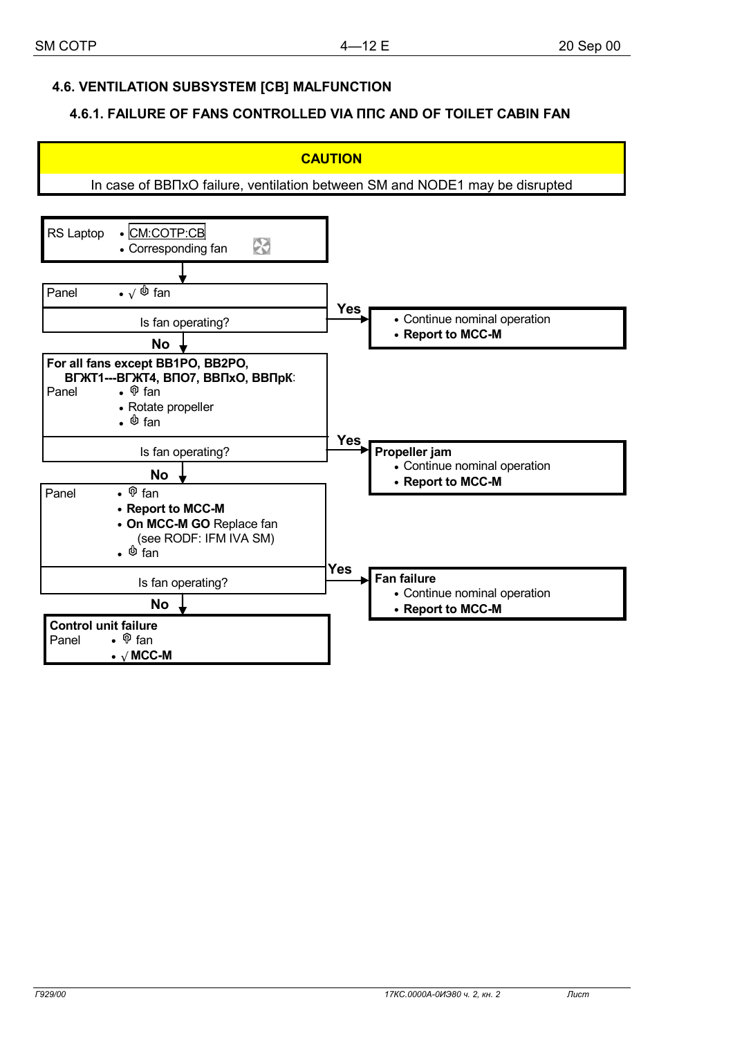## 4.6. VENTILATION SUBSYSTEM [CB] MALFUNCTION

### 4.6.1. FAILURE OF FANS CONTROLLED VIA ППС AND OF TOILET CABIN FAN

**CAUTION**

In case of ВВПхО failure, ventilation between SM and NODE1 may be disrupted

RS Laptop
- CM:COTP:CB
- Corresponding fan

↓

Panel
- √ ⏻ fan

Is fan operating?

**Yes** →
- Continue nominal operation
- **Report to MCC-M**

**No** ↓

**For all fans except ВВ1РО, ВВ2РО, ВГЖТ1---ВГЖТ4, ВПО7, ВВПхО, ВВПрК:**

Panel
- ⏻ fan
- Rotate propeller
- ⏻ fan

Is fan operating?

**Yes** →

**Propeller jam**
- Continue nominal operation
- **Report to MCC-M**

**No** ↓

Panel
- ⏻ fan
- **Report to MCC-M**
- **On MCC-M GO** Replace fan (see RODF: IFM IVA SM)
- ⏻ fan

Is fan operating?

**Yes** →

**Fan failure**
- Continue nominal operation
- **Report to MCC-M**

**No** ↓

**Control unit failure**

Panel
- ⏻ fan
- √ **MCC-M**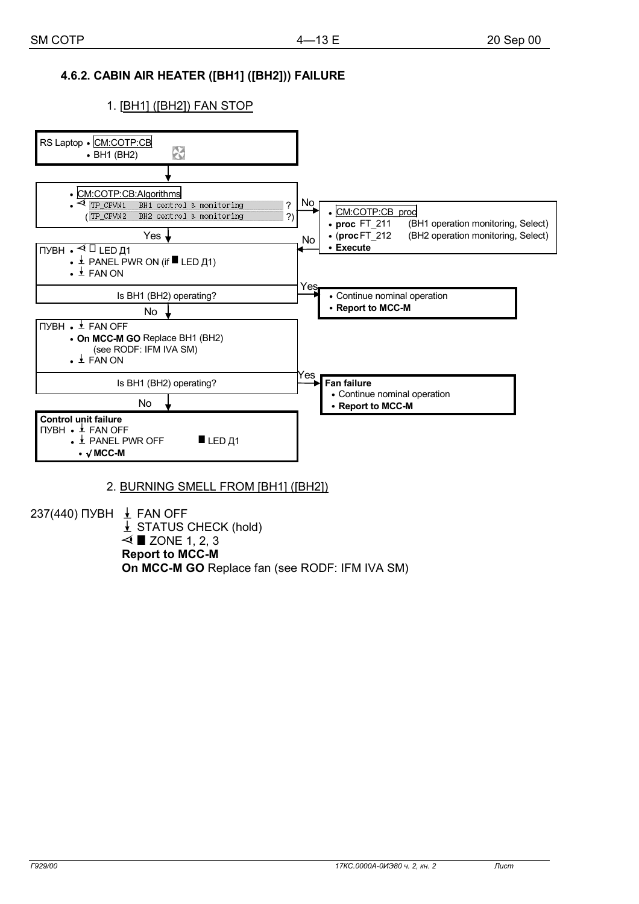#### 4.6.2. CABIN AIR HEATER ([BH1] ([BH2])) FAILURE

1. [BH1] ([BH2]) FAN STOP

RS Laptop • CM:COTP:CB
• BH1 (BH2)

↓

• CM:COTP:CB:Algorithms
• ⊲ TP_CFVN1 BH1 control & monitoring ?
( TP_CFVN2 BH2 control & monitoring ?)

No → • CM:COTP:CB_proc
• **proc** FT_211 (BH1 operation monitoring, Select)
• (**proc** FT_212 (BH2 operation monitoring, Select)
• **Execute**

No ←

Yes ↓

ПУВН • ⊲ □ LED Д1
• ⭳ PANEL PWR ON (if ■ LED Д1)
• ⭳ FAN ON

Is BH1 (BH2) operating?

Yes → • Continue nominal operation
• **Report to MCC-M**

No ↓

ПУВН • ⭳ FAN OFF
• **On MCC-M GO** Replace BH1 (BH2) (see RODF: IFM IVA SM)
• ⭳ FAN ON

Is BH1 (BH2) operating?

Yes → **Fan failure**
• Continue nominal operation
• **Report to MCC-M**

No ↓

**Control unit failure**
ПУВН • ⭳ FAN OFF
• ⭳ PANEL PWR OFF ■ LED Д1
• **√ MCC-M**

2. BURNING SMELL FROM [BH1] ([BH2])

237(440) ПУВН ⭳ FAN OFF
⭳ STATUS CHECK (hold)
⊲ ■ ZONE 1, 2, 3
**Report to MCC-M**
**On MCC-M GO** Replace fan (see RODF: IFM IVA SM)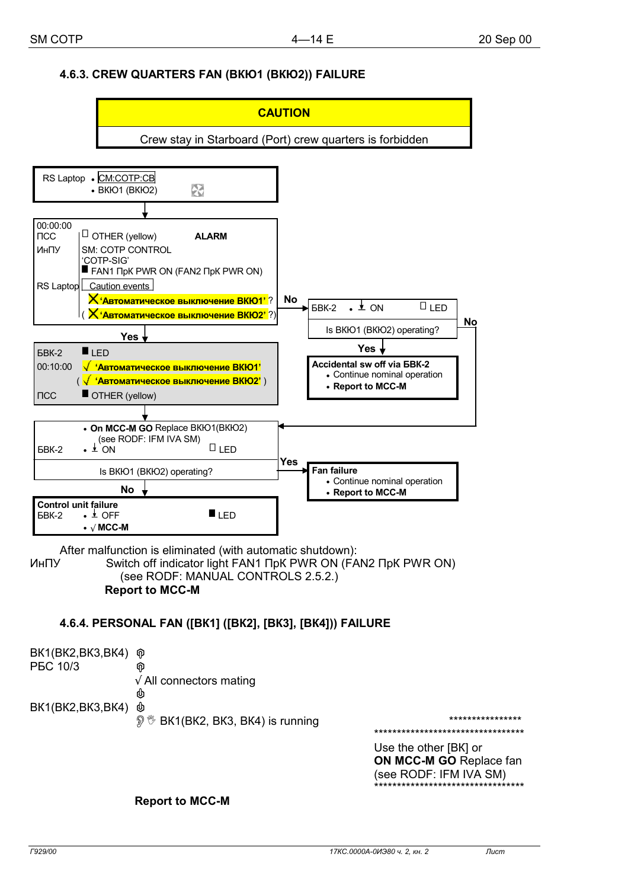## 4.6.3. CREW QUARTERS FAN (ВКЮ1 (ВКЮ2)) FAILURE

| CAUTION |
|---|
| Crew stay in Starboard (Port) crew quarters is forbidden |

RS Laptop • CM:COTP:CB
• ВКЮ1 (ВКЮ2)

00:00:00
ПСС ☐ OTHER (yellow) **ALARM**
ИнПУ SM: COTP CONTROL
'COTP-SIG'
■ FAN1 ПрК PWR ON (FAN2 ПрК PWR ON)
RS Laptop Caution events
✗ **'Автоматическое выключение ВКЮ1'** ?
( ✗ **'Автоматическое выключение ВКЮ2'** ?)

**No** →

БВК-2 • ⏚ ON ☐ LED
Is ВКЮ1 (ВКЮ2) operating?

**Yes** →

**Accidental sw off via БВК-2**
- Continue nominal operation
- **Report to MCC-M**

**No** → (to "On MCC-M GO Replace" block)

**Yes** ↓

БВК-2 ■ LED
00:10:00 √ **'Автоматическое выключение ВКЮ1'**
( √ **'Автоматическое выключение ВКЮ2'** )
ПСС ■ OTHER (yellow)

↓

- **On MCC-M GO** Replace ВКЮ1(ВКЮ2)
(see RODF: IFM IVA SM)

БВК-2 • ⏚ ON ☐ LED

Is ВКЮ1 (ВКЮ2) operating?

**Yes** →

**Fan failure**
- Continue nominal operation
- **Report to MCC-M**

**No** ↓

**Control unit failure**
БВК-2 • ⏚ OFF ■ LED
• √ **MCC-M**

After malfunction is eliminated (with automatic shutdown):
ИнПУ Switch off indicator light FAN1 ПрК PWR ON (FAN2 ПрК PWR ON)
(see RODF: MANUAL CONTROLS 2.5.2.)
**Report to MCC-M**

## 4.6.4. PERSONAL FAN ([ВК1] ([ВК2], [ВК3], [ВК4])) FAILURE

ВК1(ВК2,ВК3,ВК4)
РБС 10/3
√ All connectors mating

ВК1(ВК2,ВК3,ВК4)
ВК1(ВК2, ВК3, ВК4) is running

\*\*\*\*\*\*\*\*\*\*\*\*\*\*\*\*\*\*\*\*\*\*\*\*\*\*\*\*\*\*\*\*\*\*\*
Use the other [ВК] or
**ON MCC-M GO** Replace fan
(see RODF: IFM IVA SM)
\*\*\*\*\*\*\*\*\*\*\*\*\*\*\*\*\*\*\*\*\*\*\*\*\*\*\*\*\*\*\*\*\*\*\*

**Report to MCC-M**